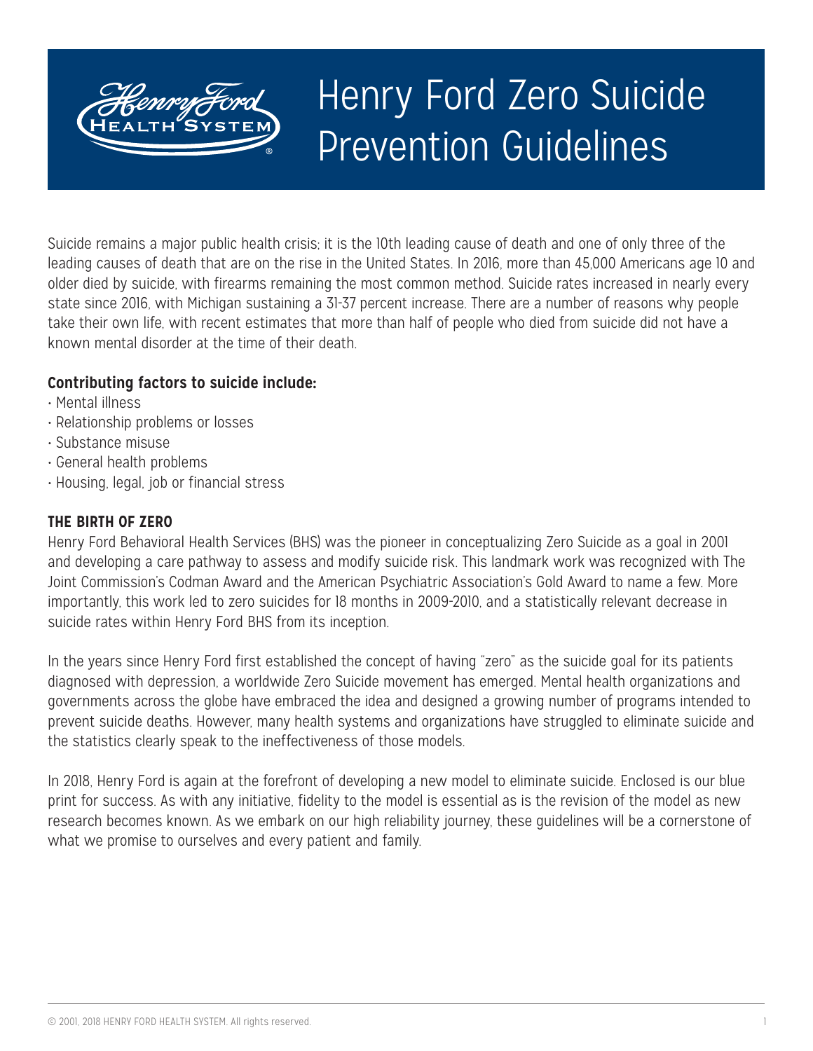# Henry Ford Zero Suicide Prevention Guidelines

Suicide remains a major public health crisis; it is the 10th leading cause of death and one of only three of the leading causes of death that are on the rise in the United States. In 2016, more than 45,000 Americans age 10 and older died by suicide, with firearms remaining the most common method. Suicide rates increased in nearly every state since 2016, with Michigan sustaining a 31-37 percent increase. There are a number of reasons why people take their own life, with recent estimates that more than half of people who died from suicide did not have a known mental disorder at the time of their death.

**Contributing factors to suicide include:**

- Mental illness
- Relationship problems or losses
- Substance misuse
- General health problems
- Housing, legal, job or financial stress

## THE BIRTH OF ZERO

Henry Ford Behavioral Health Services (BHS) was the pioneer in conceptualizing Zero Suicide as a goal in 2001 and developing a care pathway to assess and modify suicide risk. This landmark work was recognized with The Joint Commission's Codman Award and the American Psychiatric Association's Gold Award to name a few. More importantly, this work led to zero suicides for 18 months in 2009-2010, and a statistically relevant decrease in suicide rates within Henry Ford BHS from its inception.

In the years since Henry Ford first established the concept of having "zero" as the suicide goal for its patients diagnosed with depression, a worldwide Zero Suicide movement has emerged. Mental health organizations and governments across the globe have embraced the idea and designed a growing number of programs intended to prevent suicide deaths. However, many health systems and organizations have struggled to eliminate suicide and the statistics clearly speak to the ineffectiveness of those models.

In 2018, Henry Ford is again at the forefront of developing a new model to eliminate suicide. Enclosed is our blue print for success. As with any initiative, fidelity to the model is essential as is the revision of the model as new research becomes known. As we embark on our high reliability journey, these guidelines will be a cornerstone of what we promise to ourselves and every patient and family.

© 2001, 2018 HENRY FORD HEALTH SYSTEM. All rights reserved.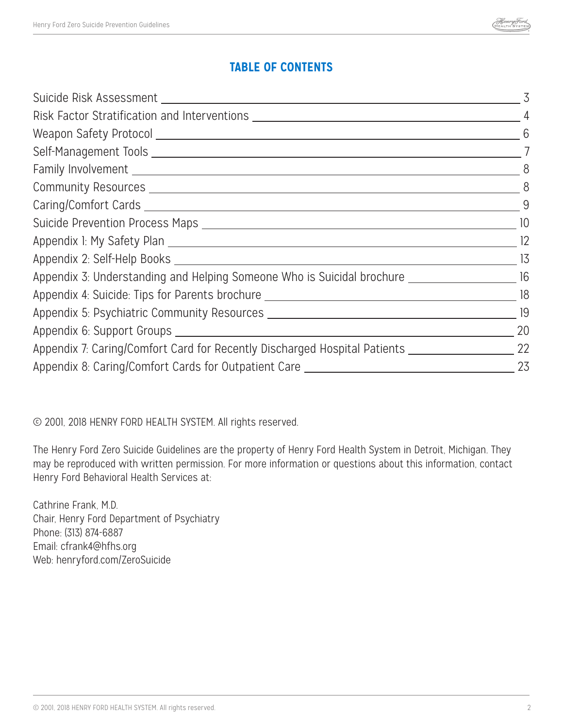## TABLE OF CONTENTS

| | |
|---|---|
| Suicide Risk Assessment | 3 |
| Risk Factor Stratification and Interventions | 4 |
| Weapon Safety Protocol | 6 |
| Self-Management Tools | 7 |
| Family Involvement | 8 |
| Community Resources | 8 |
| Caring/Comfort Cards | 9 |
| Suicide Prevention Process Maps | 10 |
| Appendix 1: My Safety Plan | 12 |
| Appendix 2: Self-Help Books | 13 |
| Appendix 3: Understanding and Helping Someone Who is Suicidal brochure | 16 |
| Appendix 4: Suicide: Tips for Parents brochure | 18 |
| Appendix 5: Psychiatric Community Resources | 19 |
| Appendix 6: Support Groups | 20 |
| Appendix 7: Caring/Comfort Card for Recently Discharged Hospital Patients | 22 |
| Appendix 8: Caring/Comfort Cards for Outpatient Care | 23 |

© 2001, 2018 HENRY FORD HEALTH SYSTEM. All rights reserved.

The Henry Ford Zero Suicide Guidelines are the property of Henry Ford Health System in Detroit, Michigan. They may be reproduced with written permission. For more information or questions about this information, contact Henry Ford Behavioral Health Services at:

Cathrine Frank, M.D.
Chair, Henry Ford Department of Psychiatry
Phone: (313) 874-6887
Email: cfrank4@hfhs.org
Web: henryford.com/ZeroSuicide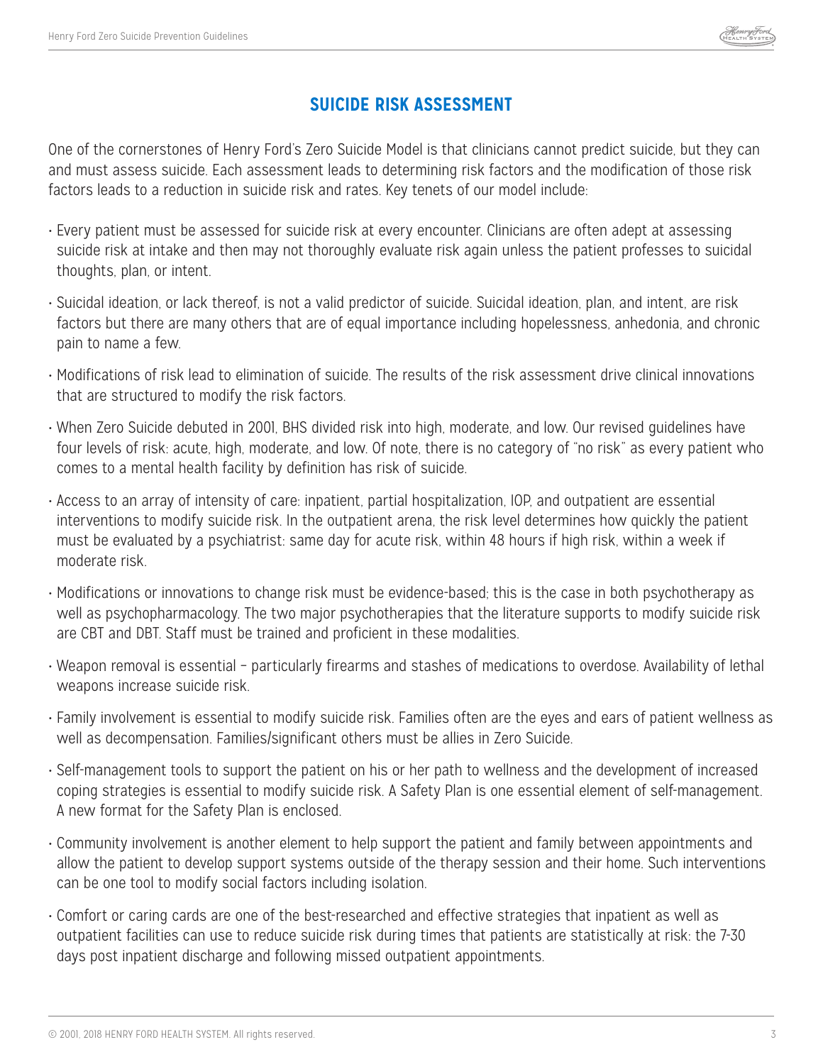## SUICIDE RISK ASSESSMENT

One of the cornerstones of Henry Ford's Zero Suicide Model is that clinicians cannot predict suicide, but they can and must assess suicide. Each assessment leads to determining risk factors and the modification of those risk factors leads to a reduction in suicide risk and rates. Key tenets of our model include:

- Every patient must be assessed for suicide risk at every encounter. Clinicians are often adept at assessing suicide risk at intake and then may not thoroughly evaluate risk again unless the patient professes to suicidal thoughts, plan, or intent.
- Suicidal ideation, or lack thereof, is not a valid predictor of suicide. Suicidal ideation, plan, and intent, are risk factors but there are many others that are of equal importance including hopelessness, anhedonia, and chronic pain to name a few.
- Modifications of risk lead to elimination of suicide. The results of the risk assessment drive clinical innovations that are structured to modify the risk factors.
- When Zero Suicide debuted in 2001, BHS divided risk into high, moderate, and low. Our revised guidelines have four levels of risk: acute, high, moderate, and low. Of note, there is no category of "no risk" as every patient who comes to a mental health facility by definition has risk of suicide.
- Access to an array of intensity of care: inpatient, partial hospitalization, IOP, and outpatient are essential interventions to modify suicide risk. In the outpatient arena, the risk level determines how quickly the patient must be evaluated by a psychiatrist: same day for acute risk, within 48 hours if high risk, within a week if moderate risk.
- Modifications or innovations to change risk must be evidence-based; this is the case in both psychotherapy as well as psychopharmacology. The two major psychotherapies that the literature supports to modify suicide risk are CBT and DBT. Staff must be trained and proficient in these modalities.
- Weapon removal is essential – particularly firearms and stashes of medications to overdose. Availability of lethal weapons increase suicide risk.
- Family involvement is essential to modify suicide risk. Families often are the eyes and ears of patient wellness as well as decompensation. Families/significant others must be allies in Zero Suicide.
- Self-management tools to support the patient on his or her path to wellness and the development of increased coping strategies is essential to modify suicide risk. A Safety Plan is one essential element of self-management. A new format for the Safety Plan is enclosed.
- Community involvement is another element to help support the patient and family between appointments and allow the patient to develop support systems outside of the therapy session and their home. Such interventions can be one tool to modify social factors including isolation.
- Comfort or caring cards are one of the best-researched and effective strategies that inpatient as well as outpatient facilities can use to reduce suicide risk during times that patients are statistically at risk: the 7-30 days post inpatient discharge and following missed outpatient appointments.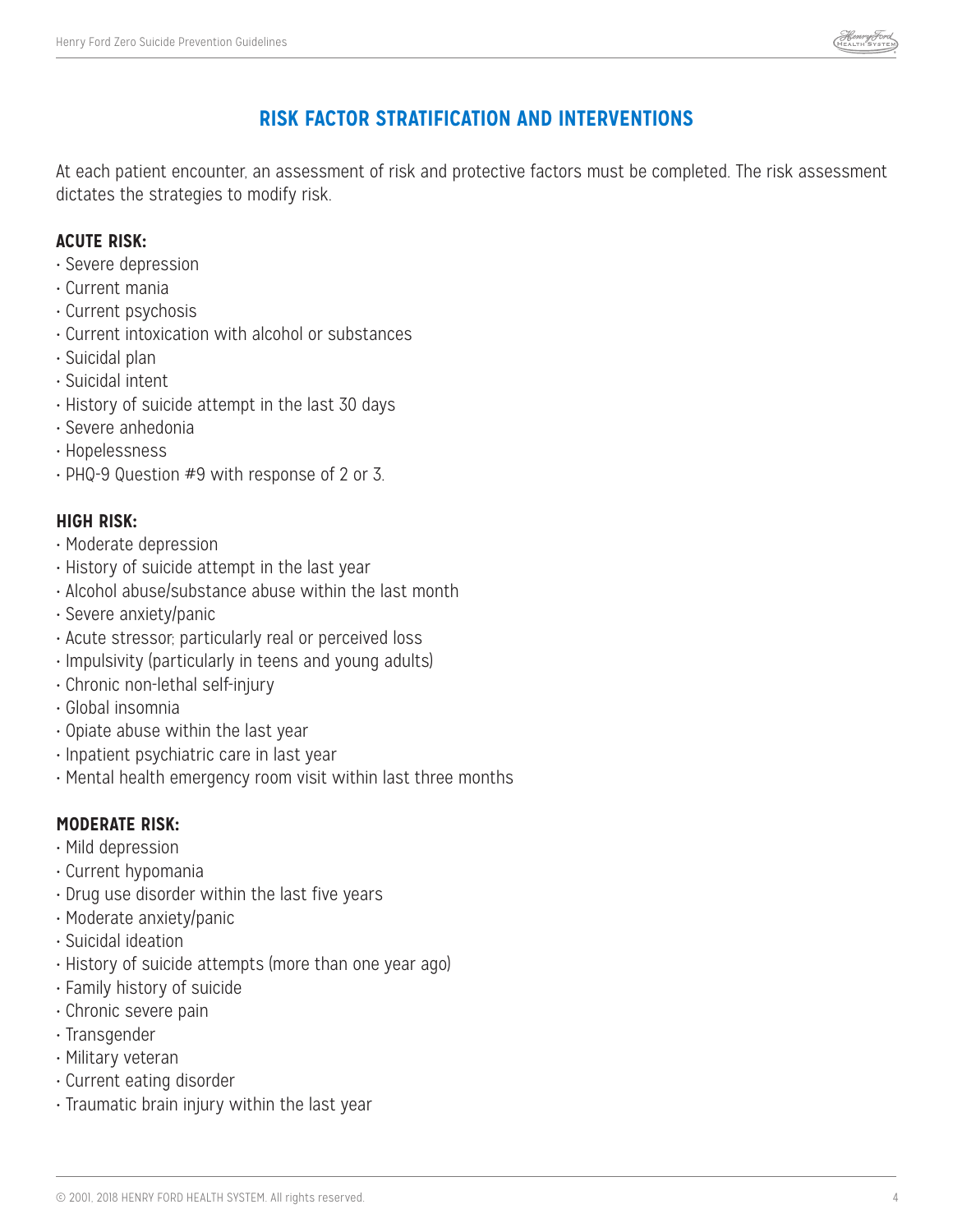## RISK FACTOR STRATIFICATION AND INTERVENTIONS

At each patient encounter, an assessment of risk and protective factors must be completed. The risk assessment dictates the strategies to modify risk.

**ACUTE RISK:**

- Severe depression
- Current mania
- Current psychosis
- Current intoxication with alcohol or substances
- Suicidal plan
- Suicidal intent
- History of suicide attempt in the last 30 days
- Severe anhedonia
- Hopelessness
- PHQ-9 Question #9 with response of 2 or 3.

**HIGH RISK:**

- Moderate depression
- History of suicide attempt in the last year
- Alcohol abuse/substance abuse within the last month
- Severe anxiety/panic
- Acute stressor; particularly real or perceived loss
- Impulsivity (particularly in teens and young adults)
- Chronic non-lethal self-injury
- Global insomnia
- Opiate abuse within the last year
- Inpatient psychiatric care in last year
- Mental health emergency room visit within last three months

**MODERATE RISK:**

- Mild depression
- Current hypomania
- Drug use disorder within the last five years
- Moderate anxiety/panic
- Suicidal ideation
- History of suicide attempts (more than one year ago)
- Family history of suicide
- Chronic severe pain
- Transgender
- Military veteran
- Current eating disorder
- Traumatic brain injury within the last year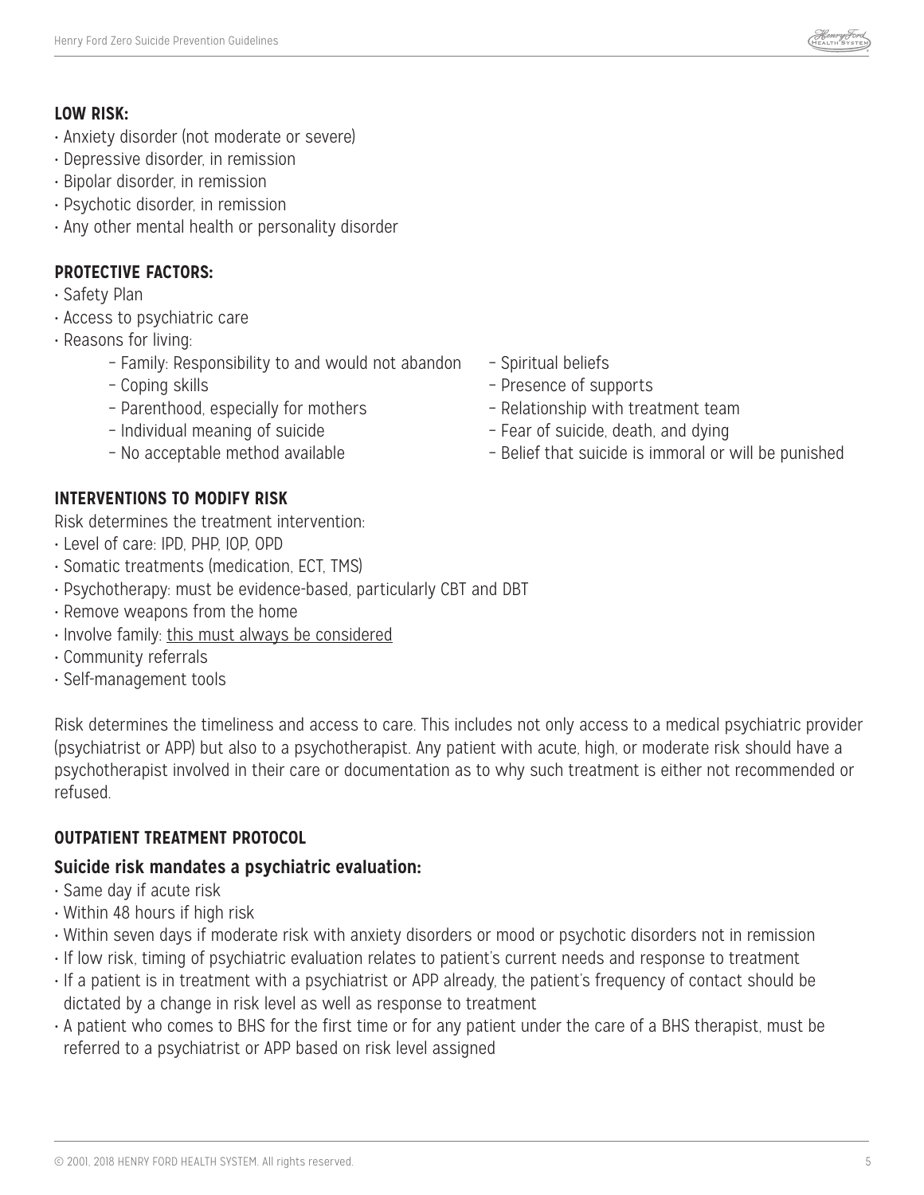**LOW RISK:**

- Anxiety disorder (not moderate or severe)
- Depressive disorder, in remission
- Bipolar disorder, in remission
- Psychotic disorder, in remission
- Any other mental health or personality disorder

**PROTECTIVE FACTORS:**

- Safety Plan
- Access to psychiatric care
- Reasons for living:
  - Family: Responsibility to and would not abandon
  - Coping skills
  - Parenthood, especially for mothers
  - Individual meaning of suicide
  - No acceptable method available
  - Spiritual beliefs
  - Presence of supports
  - Relationship with treatment team
  - Fear of suicide, death, and dying
  - Belief that suicide is immoral or will be punished

**INTERVENTIONS TO MODIFY RISK**

Risk determines the treatment intervention:

- Level of care: IPD, PHP, IOP, OPD
- Somatic treatments (medication, ECT, TMS)
- Psychotherapy: must be evidence-based, particularly CBT and DBT
- Remove weapons from the home
- Involve family: this must always be considered
- Community referrals
- Self-management tools

Risk determines the timeliness and access to care. This includes not only access to a medical psychiatric provider (psychiatrist or APP) but also to a psychotherapist. Any patient with acute, high, or moderate risk should have a psychotherapist involved in their care or documentation as to why such treatment is either not recommended or refused.

**OUTPATIENT TREATMENT PROTOCOL**

**Suicide risk mandates a psychiatric evaluation:**

- Same day if acute risk
- Within 48 hours if high risk
- Within seven days if moderate risk with anxiety disorders or mood or psychotic disorders not in remission
- If low risk, timing of psychiatric evaluation relates to patient's current needs and response to treatment
- If a patient is in treatment with a psychiatrist or APP already, the patient's frequency of contact should be dictated by a change in risk level as well as response to treatment
- A patient who comes to BHS for the first time or for any patient under the care of a BHS therapist, must be referred to a psychiatrist or APP based on risk level assigned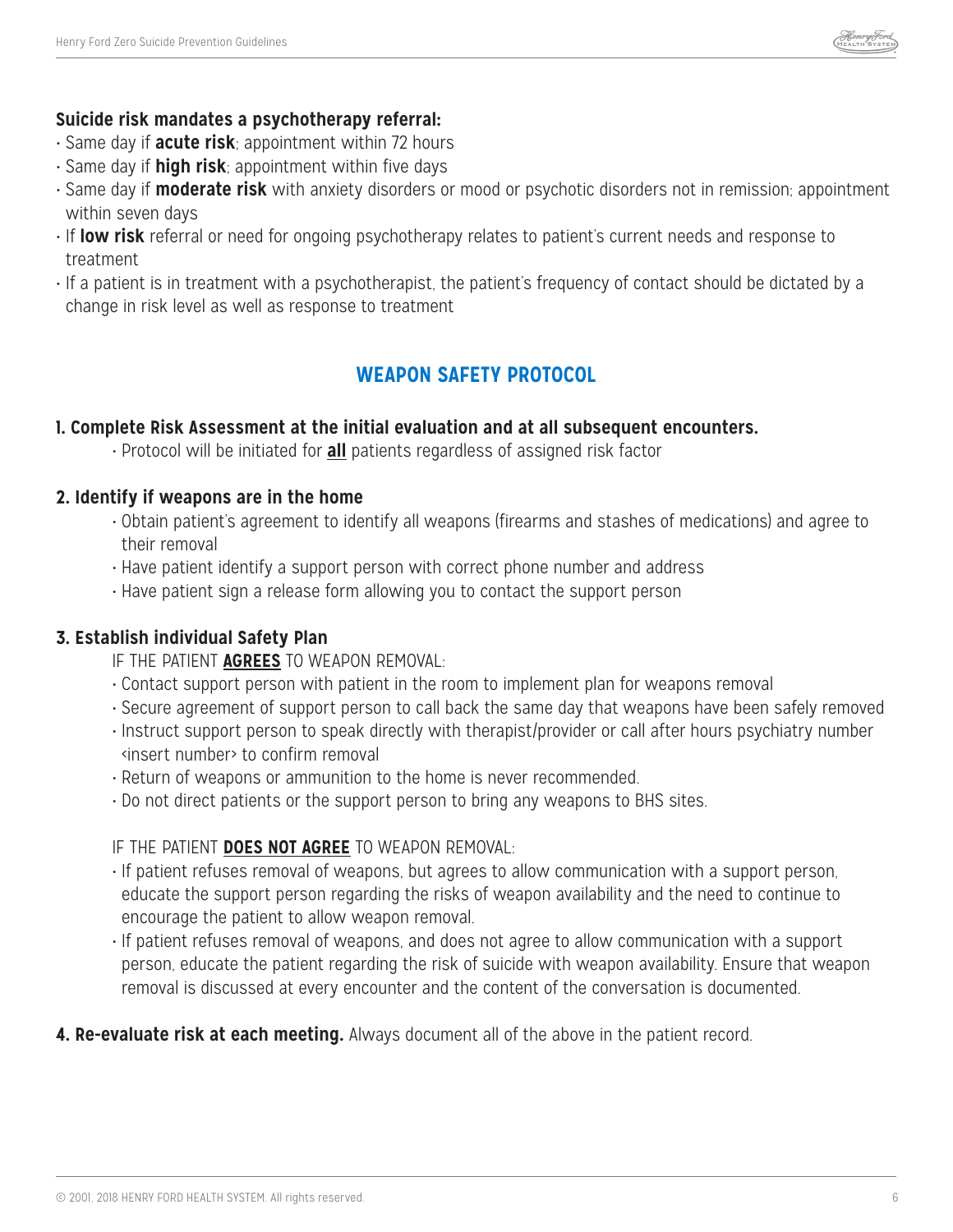**Suicide risk mandates a psychotherapy referral:**

- Same day if **acute risk**; appointment within 72 hours
- Same day if **high risk**; appointment within five days
- Same day if **moderate risk** with anxiety disorders or mood or psychotic disorders not in remission; appointment within seven days
- If **low risk** referral or need for ongoing psychotherapy relates to patient's current needs and response to treatment
- If a patient is in treatment with a psychotherapist, the patient's frequency of contact should be dictated by a change in risk level as well as response to treatment

## WEAPON SAFETY PROTOCOL

### 1. Complete Risk Assessment at the initial evaluation and at all subsequent encounters.

- Protocol will be initiated for **all** patients regardless of assigned risk factor

### 2. Identify if weapons are in the home

- Obtain patient's agreement to identify all weapons (firearms and stashes of medications) and agree to their removal
- Have patient identify a support person with correct phone number and address
- Have patient sign a release form allowing you to contact the support person

### 3. Establish individual Safety Plan

IF THE PATIENT **AGREES** TO WEAPON REMOVAL:

- Contact support person with patient in the room to implement plan for weapons removal
- Secure agreement of support person to call back the same day that weapons have been safely removed
- Instruct support person to speak directly with therapist/provider or call after hours psychiatry number <insert number> to confirm removal
- Return of weapons or ammunition to the home is never recommended.
- Do not direct patients or the support person to bring any weapons to BHS sites.

IF THE PATIENT **DOES NOT AGREE** TO WEAPON REMOVAL:

- If patient refuses removal of weapons, but agrees to allow communication with a support person, educate the support person regarding the risks of weapon availability and the need to continue to encourage the patient to allow weapon removal.
- If patient refuses removal of weapons, and does not agree to allow communication with a support person, educate the patient regarding the risk of suicide with weapon availability. Ensure that weapon removal is discussed at every encounter and the content of the conversation is documented.

**4. Re-evaluate risk at each meeting.** Always document all of the above in the patient record.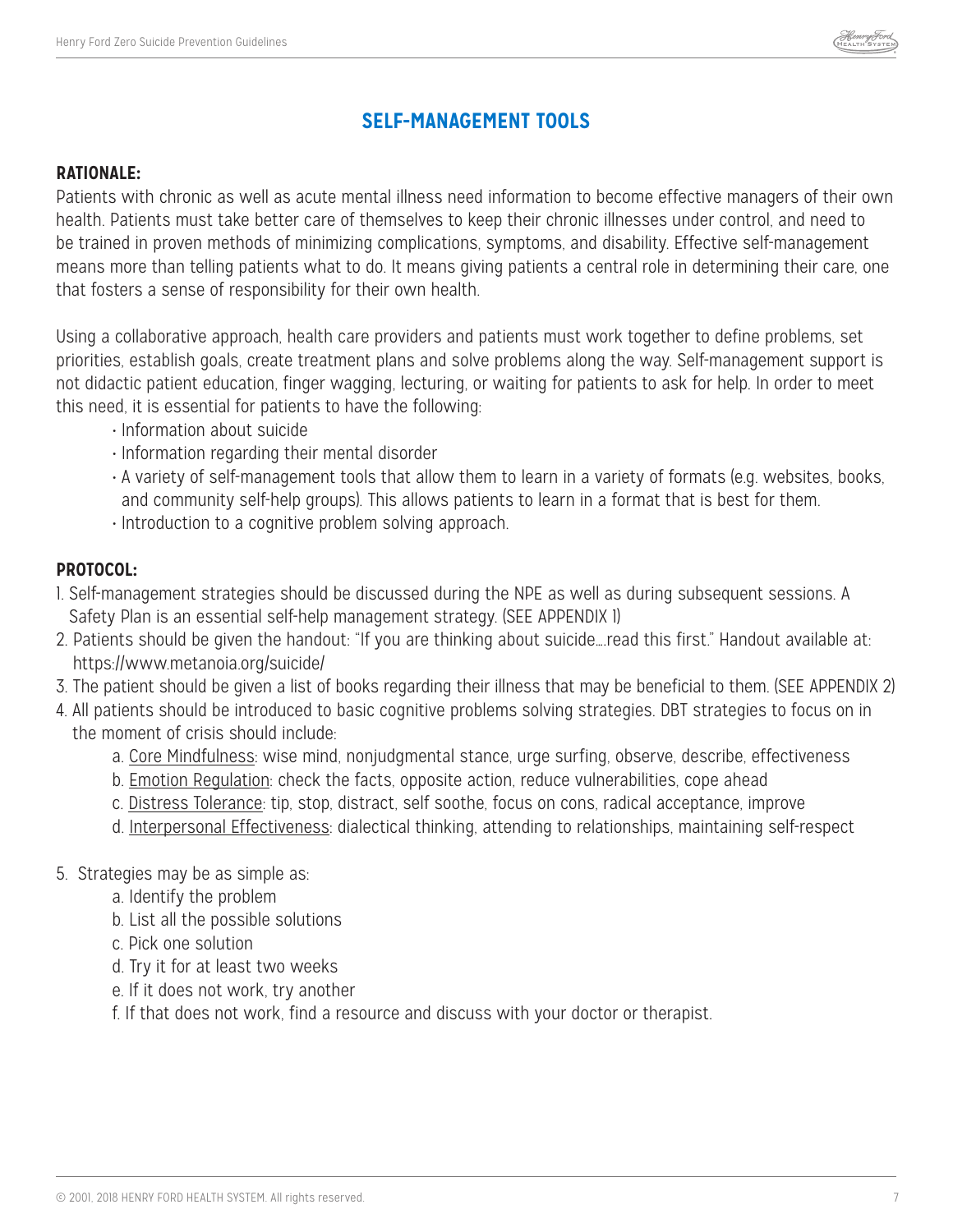## SELF-MANAGEMENT TOOLS

**RATIONALE:**

Patients with chronic as well as acute mental illness need information to become effective managers of their own health. Patients must take better care of themselves to keep their chronic illnesses under control, and need to be trained in proven methods of minimizing complications, symptoms, and disability. Effective self-management means more than telling patients what to do. It means giving patients a central role in determining their care, one that fosters a sense of responsibility for their own health.

Using a collaborative approach, health care providers and patients must work together to define problems, set priorities, establish goals, create treatment plans and solve problems along the way. Self-management support is not didactic patient education, finger wagging, lecturing, or waiting for patients to ask for help. In order to meet this need, it is essential for patients to have the following:

- Information about suicide
- Information regarding their mental disorder
- A variety of self-management tools that allow them to learn in a variety of formats (e.g. websites, books, and community self-help groups). This allows patients to learn in a format that is best for them.
- Introduction to a cognitive problem solving approach.

**PROTOCOL:**

1. Self-management strategies should be discussed during the NPE as well as during subsequent sessions. A Safety Plan is an essential self-help management strategy. (SEE APPENDIX 1)
2. Patients should be given the handout: "If you are thinking about suicide….read this first." Handout available at: https://www.metanoia.org/suicide/
3. The patient should be given a list of books regarding their illness that may be beneficial to them. (SEE APPENDIX 2)
4. All patients should be introduced to basic cognitive problems solving strategies. DBT strategies to focus on in the moment of crisis should include:
   a. Core Mindfulness: wise mind, nonjudgmental stance, urge surfing, observe, describe, effectiveness
   b. Emotion Regulation: check the facts, opposite action, reduce vulnerabilities, cope ahead
   c. Distress Tolerance: tip, stop, distract, self soothe, focus on cons, radical acceptance, improve
   d. Interpersonal Effectiveness: dialectical thinking, attending to relationships, maintaining self-respect
5. Strategies may be as simple as:
   a. Identify the problem
   b. List all the possible solutions
   c. Pick one solution
   d. Try it for at least two weeks
   e. If it does not work, try another
   f. If that does not work, find a resource and discuss with your doctor or therapist.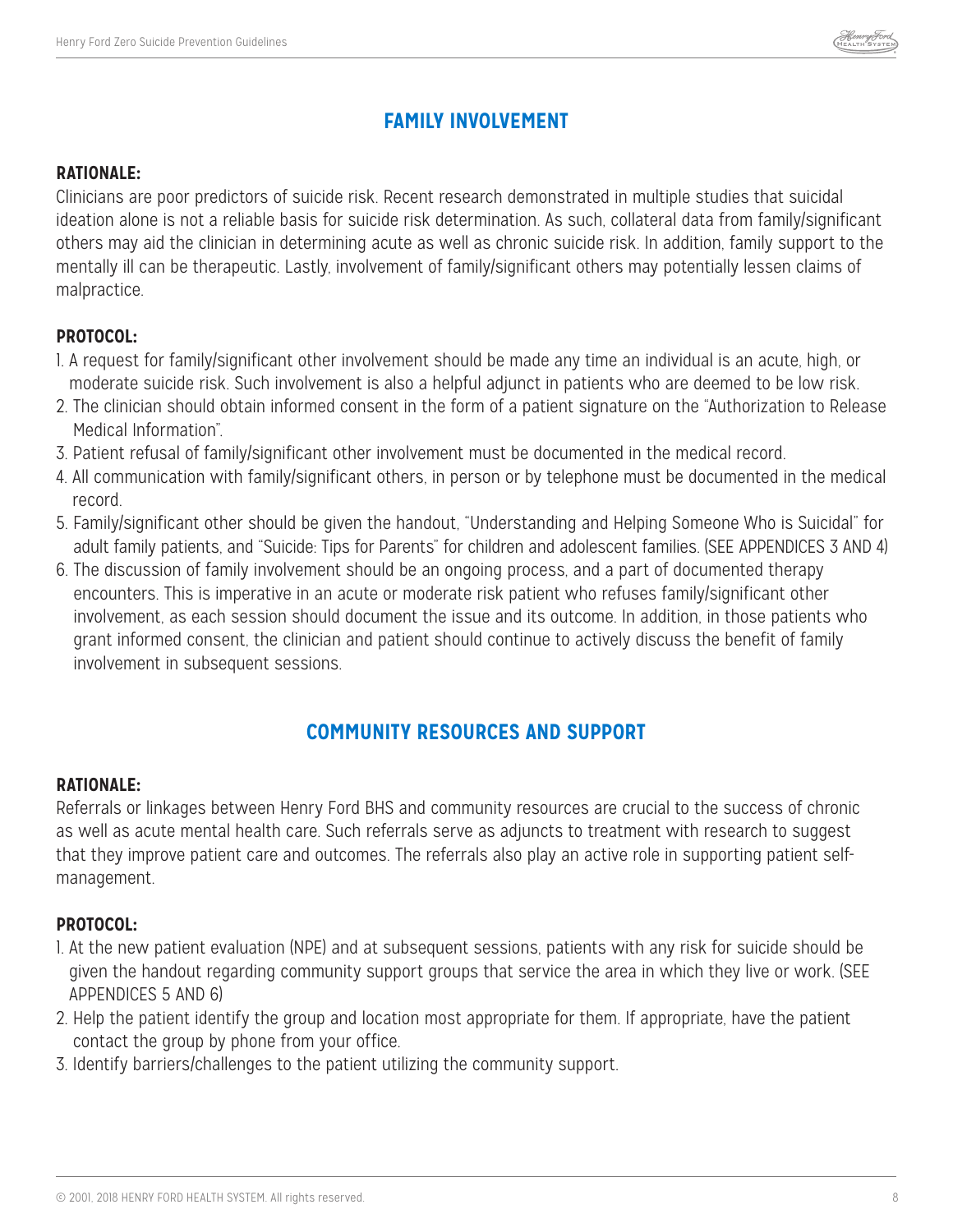## FAMILY INVOLVEMENT

**RATIONALE:**

Clinicians are poor predictors of suicide risk. Recent research demonstrated in multiple studies that suicidal ideation alone is not a reliable basis for suicide risk determination. As such, collateral data from family/significant others may aid the clinician in determining acute as well as chronic suicide risk. In addition, family support to the mentally ill can be therapeutic. Lastly, involvement of family/significant others may potentially lessen claims of malpractice.

**PROTOCOL:**

1. A request for family/significant other involvement should be made any time an individual is an acute, high, or moderate suicide risk. Such involvement is also a helpful adjunct in patients who are deemed to be low risk.
2. The clinician should obtain informed consent in the form of a patient signature on the "Authorization to Release Medical Information".
3. Patient refusal of family/significant other involvement must be documented in the medical record.
4. All communication with family/significant others, in person or by telephone must be documented in the medical record.
5. Family/significant other should be given the handout, "Understanding and Helping Someone Who is Suicidal" for adult family patients, and "Suicide: Tips for Parents" for children and adolescent families. (SEE APPENDICES 3 AND 4)
6. The discussion of family involvement should be an ongoing process, and a part of documented therapy encounters. This is imperative in an acute or moderate risk patient who refuses family/significant other involvement, as each session should document the issue and its outcome. In addition, in those patients who grant informed consent, the clinician and patient should continue to actively discuss the benefit of family involvement in subsequent sessions.

## COMMUNITY RESOURCES AND SUPPORT

**RATIONALE:**

Referrals or linkages between Henry Ford BHS and community resources are crucial to the success of chronic as well as acute mental health care. Such referrals serve as adjuncts to treatment with research to suggest that they improve patient care and outcomes. The referrals also play an active role in supporting patient self-management.

**PROTOCOL:**

1. At the new patient evaluation (NPE) and at subsequent sessions, patients with any risk for suicide should be given the handout regarding community support groups that service the area in which they live or work. (SEE APPENDICES 5 AND 6)
2. Help the patient identify the group and location most appropriate for them. If appropriate, have the patient contact the group by phone from your office.
3. Identify barriers/challenges to the patient utilizing the community support.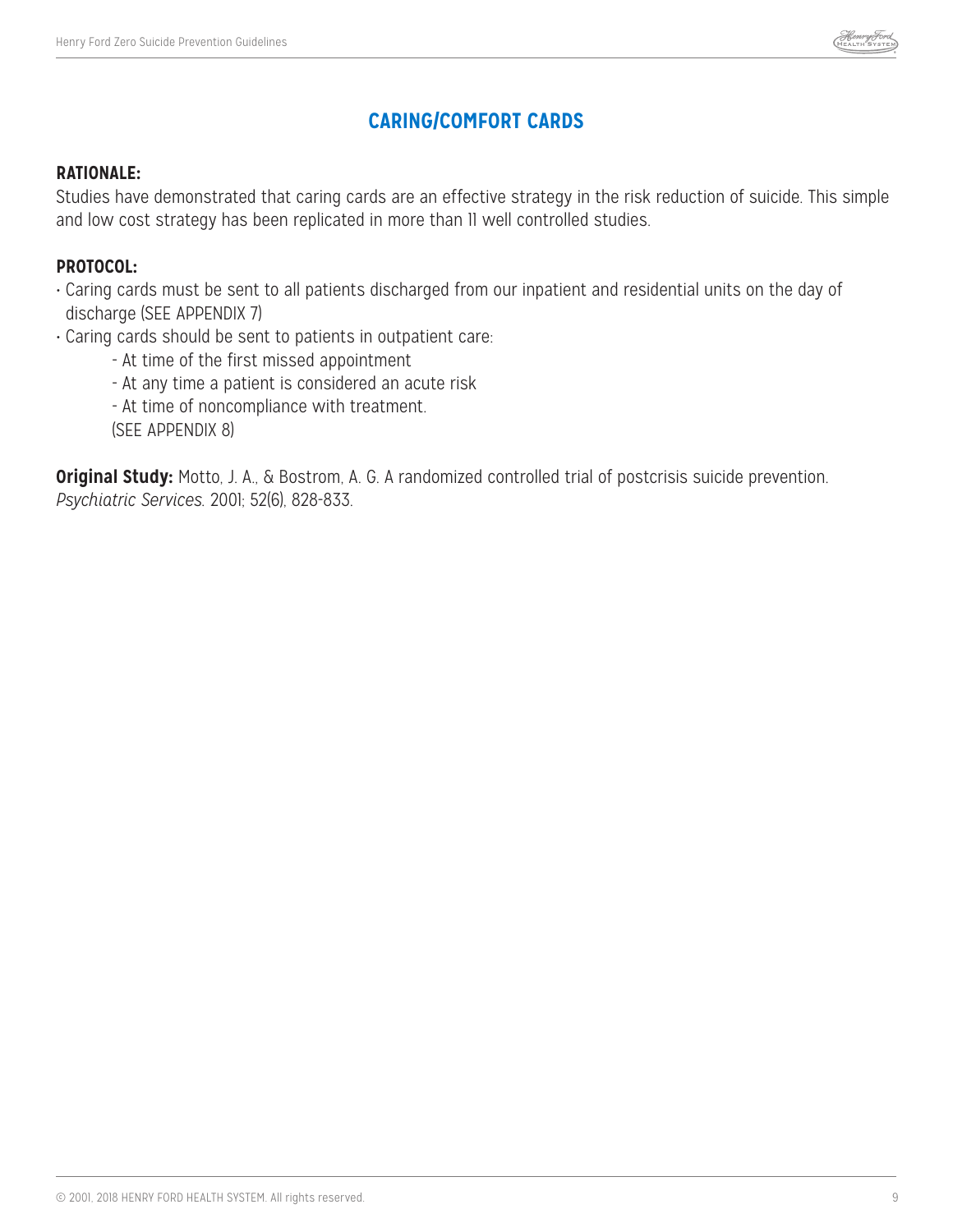## CARING/COMFORT CARDS

**RATIONALE:**

Studies have demonstrated that caring cards are an effective strategy in the risk reduction of suicide. This simple and low cost strategy has been replicated in more than 11 well controlled studies.

**PROTOCOL:**

- Caring cards must be sent to all patients discharged from our inpatient and residential units on the day of discharge (SEE APPENDIX 7)
- Caring cards should be sent to patients in outpatient care:
  - At time of the first missed appointment
  - At any time a patient is considered an acute risk
  - At time of noncompliance with treatment.

  (SEE APPENDIX 8)

**Original Study:** Motto, J. A., & Bostrom, A. G. A randomized controlled trial of postcrisis suicide prevention. *Psychiatric Services.* 2001; 52(6), 828-833.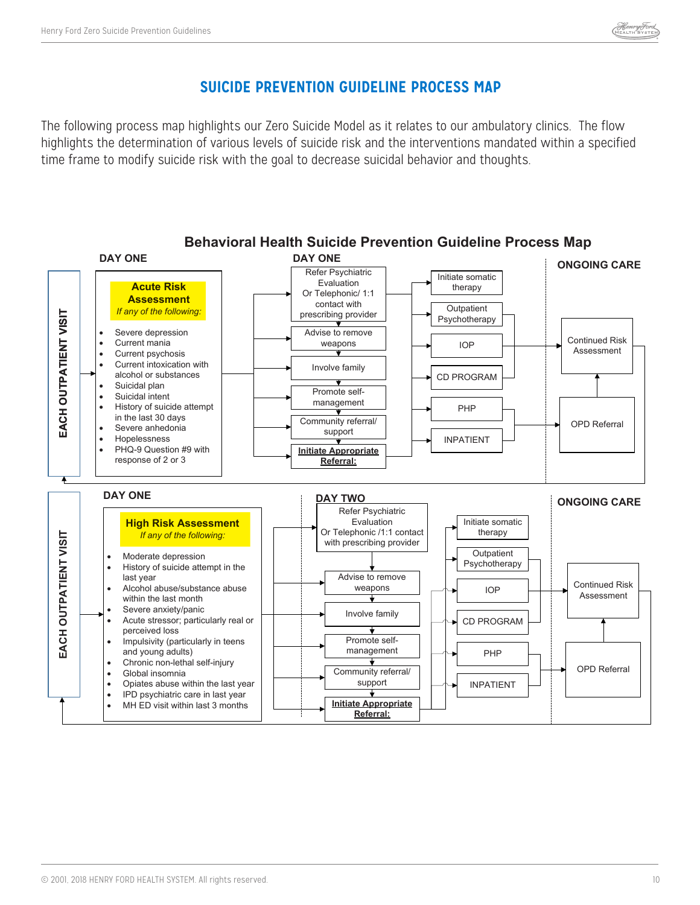## SUICIDE PREVENTION GUIDELINE PROCESS MAP

The following process map highlights our Zero Suicide Model as it relates to our ambulatory clinics. The flow highlights the determination of various levels of suicide risk and the interventions mandated within a specified time frame to modify suicide risk with the goal to decrease suicidal behavior and thoughts.

### Behavioral Health Suicide Prevention Guideline Process Map

**EACH OUTPATIENT VISIT**

**DAY ONE**

**Acute Risk Assessment**
*If any of the following:*

- Severe depression
- Current mania
- Current psychosis
- Current intoxication with alcohol or substances
- Suicidal plan
- Suicidal intent
- History of suicide attempt in the last 30 days
- Severe anhedonia
- Hopelessness
- PHQ-9 Question #9 with response of 2 or 3

**DAY ONE**

- Refer Psychiatric Evaluation Or Telephonic/ 1:1 contact with prescribing provider
- Advise to remove weapons
- Involve family
- Promote self-management
- Community referral/ support
- **Initiate Appropriate Referral:**
  - Initiate somatic therapy
  - Outpatient Psychotherapy
  - IOP
  - CD PROGRAM
  - PHP
  - INPATIENT

**ONGOING CARE**

- Continued Risk Assessment
- OPD Referral

---

**EACH OUTPATIENT VISIT**

**DAY ONE**

**High Risk Assessment**
*If any of the following:*

- Moderate depression
- History of suicide attempt in the last year
- Alcohol abuse/substance abuse within the last month
- Severe anxiety/panic
- Acute stressor; particularly real or perceived loss
- Impulsivity (particularly in teens and young adults)
- Chronic non-lethal self-injury
- Global insomnia
- Opiates abuse within the last year
- IPD psychiatric care in last year
- MH ED visit within last 3 months

**DAY TWO**

- Refer Psychiatric Evaluation Or Telephonic /1:1 contact with prescribing provider
- Advise to remove weapons
- Involve family
- Promote self-management
- Community referral/ support
- **Initiate Appropriate Referral:**
  - Initiate somatic therapy
  - Outpatient Psychotherapy
  - IOP
  - CD PROGRAM
  - PHP
  - INPATIENT

**ONGOING CARE**

- Continued Risk Assessment
- OPD Referral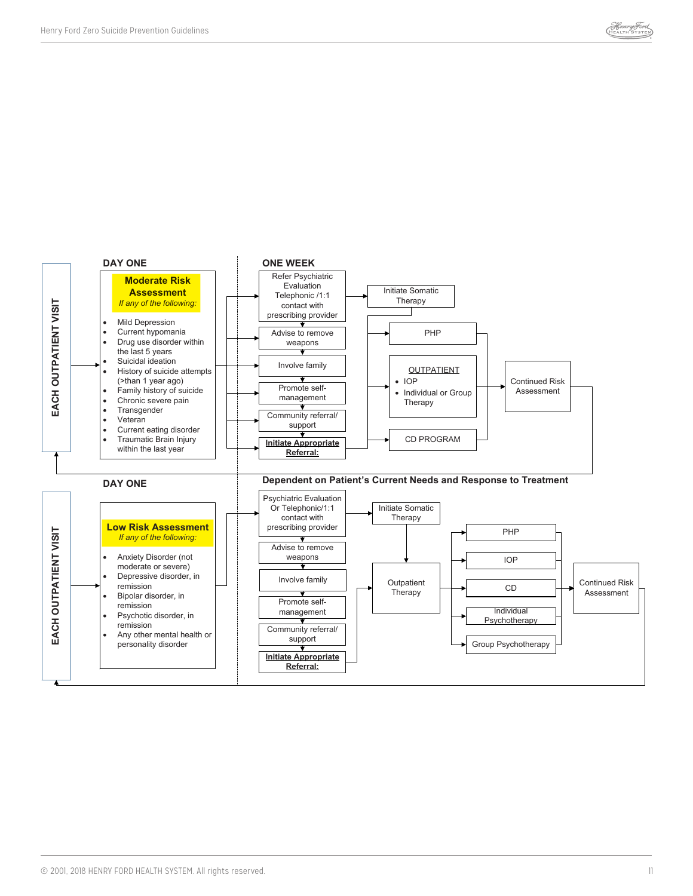## EACH OUTPATIENT VISIT

### DAY ONE

**Moderate Risk Assessment**
*If any of the following:*

- Mild Depression
- Current hypomania
- Drug use disorder within the last 5 years
- Suicidal ideation
- History of suicide attempts (>than 1 year ago)
- Family history of suicide
- Chronic severe pain
- Transgender
- Veteran
- Current eating disorder
- Traumatic Brain Injury within the last year

### ONE WEEK

- Refer Psychiatric Evaluation Telephonic /1:1 contact with prescribing provider → Initiate Somatic Therapy
- Advise to remove weapons
- Involve family
- Promote self-management
- Community referral/ support
- **Initiate Appropriate Referral:**
  - PHP
  - OUTPATIENT
    - IOP
    - Individual or Group Therapy
  - CD PROGRAM

→ Continued Risk Assessment → EACH OUTPATIENT VISIT

## EACH OUTPATIENT VISIT

### DAY ONE

**Low Risk Assessment**
*If any of the following:*

- Anxiety Disorder (not moderate or severe)
- Depressive disorder, in remission
- Bipolar disorder, in remission
- Psychotic disorder, in remission
- Any other mental health or personality disorder

### Dependent on Patient's Current Needs and Response to Treatment

- Psychiatric Evaluation Or Telephonic/1:1 contact with prescribing provider → Initiate Somatic Therapy → Outpatient Therapy
- Advise to remove weapons
- Involve family
- Promote self-management
- Community referral/ support
- **Initiate Appropriate Referral:** → Outpatient Therapy
  - PHP
  - IOP
  - CD
  - Individual Psychotherapy
  - Group Psychotherapy

→ Continued Risk Assessment → EACH OUTPATIENT VISIT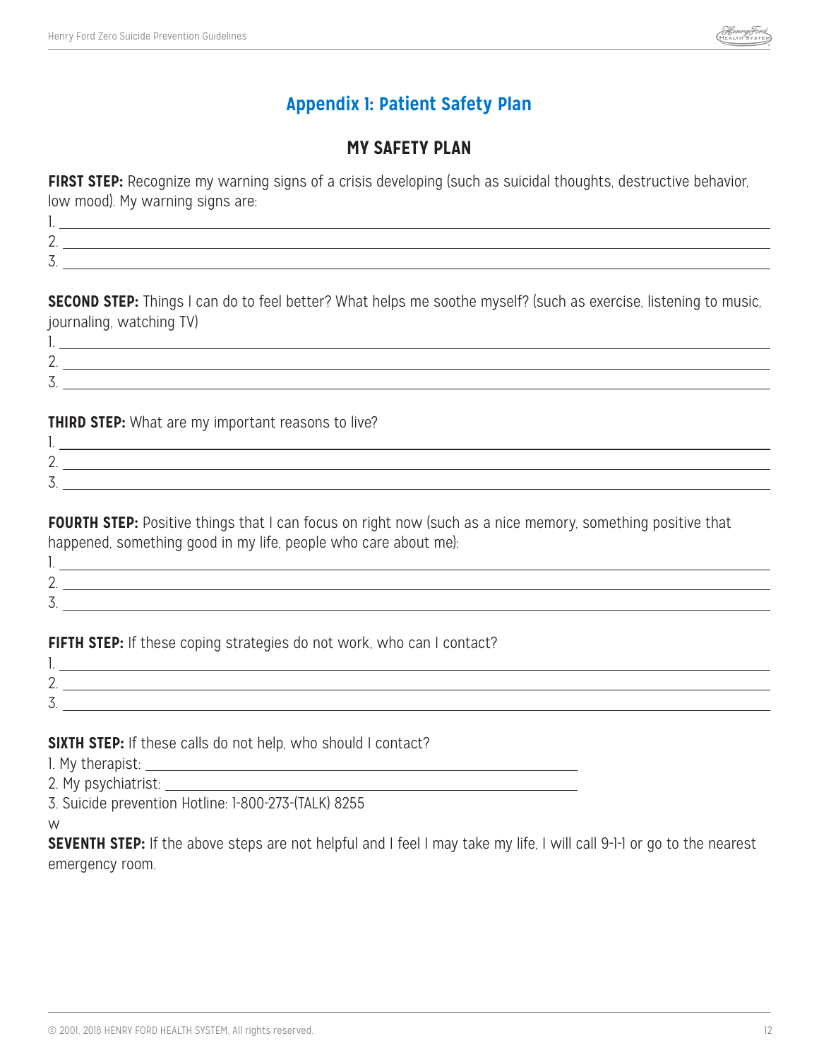## Appendix 1: Patient Safety Plan

### MY SAFETY PLAN

**FIRST STEP:** Recognize my warning signs of a crisis developing (such as suicidal thoughts, destructive behavior, low mood). My warning signs are:

1. \_\_\_\_\_\_\_\_\_\_\_\_\_\_\_\_\_\_\_\_\_\_\_\_\_\_\_\_\_\_\_\_\_\_\_\_\_\_\_\_
2. \_\_\_\_\_\_\_\_\_\_\_\_\_\_\_\_\_\_\_\_\_\_\_\_\_\_\_\_\_\_\_\_\_\_\_\_\_\_\_\_
3. \_\_\_\_\_\_\_\_\_\_\_\_\_\_\_\_\_\_\_\_\_\_\_\_\_\_\_\_\_\_\_\_\_\_\_\_\_\_\_\_

**SECOND STEP:** Things I can do to feel better? What helps me soothe myself? (such as exercise, listening to music, journaling, watching TV)

1. \_\_\_\_\_\_\_\_\_\_\_\_\_\_\_\_\_\_\_\_\_\_\_\_\_\_\_\_\_\_\_\_\_\_\_\_\_\_\_\_
2. \_\_\_\_\_\_\_\_\_\_\_\_\_\_\_\_\_\_\_\_\_\_\_\_\_\_\_\_\_\_\_\_\_\_\_\_\_\_\_\_
3. \_\_\_\_\_\_\_\_\_\_\_\_\_\_\_\_\_\_\_\_\_\_\_\_\_\_\_\_\_\_\_\_\_\_\_\_\_\_\_\_

**THIRD STEP:** What are my important reasons to live?

1. \_\_\_\_\_\_\_\_\_\_\_\_\_\_\_\_\_\_\_\_\_\_\_\_\_\_\_\_\_\_\_\_\_\_\_\_\_\_\_\_
2. \_\_\_\_\_\_\_\_\_\_\_\_\_\_\_\_\_\_\_\_\_\_\_\_\_\_\_\_\_\_\_\_\_\_\_\_\_\_\_\_
3. \_\_\_\_\_\_\_\_\_\_\_\_\_\_\_\_\_\_\_\_\_\_\_\_\_\_\_\_\_\_\_\_\_\_\_\_\_\_\_\_

**FOURTH STEP:** Positive things that I can focus on right now (such as a nice memory, something positive that happened, something good in my life, people who care about me):

1. \_\_\_\_\_\_\_\_\_\_\_\_\_\_\_\_\_\_\_\_\_\_\_\_\_\_\_\_\_\_\_\_\_\_\_\_\_\_\_\_
2. \_\_\_\_\_\_\_\_\_\_\_\_\_\_\_\_\_\_\_\_\_\_\_\_\_\_\_\_\_\_\_\_\_\_\_\_\_\_\_\_
3. \_\_\_\_\_\_\_\_\_\_\_\_\_\_\_\_\_\_\_\_\_\_\_\_\_\_\_\_\_\_\_\_\_\_\_\_\_\_\_\_

**FIFTH STEP:** If these coping strategies do not work, who can I contact?

1. \_\_\_\_\_\_\_\_\_\_\_\_\_\_\_\_\_\_\_\_\_\_\_\_\_\_\_\_\_\_\_\_\_\_\_\_\_\_\_\_
2. \_\_\_\_\_\_\_\_\_\_\_\_\_\_\_\_\_\_\_\_\_\_\_\_\_\_\_\_\_\_\_\_\_\_\_\_\_\_\_\_
3. \_\_\_\_\_\_\_\_\_\_\_\_\_\_\_\_\_\_\_\_\_\_\_\_\_\_\_\_\_\_\_\_\_\_\_\_\_\_\_\_

**SIXTH STEP:** If these calls do not help, who should I contact?

1. My therapist: \_\_\_\_\_\_\_\_\_\_\_\_\_\_\_\_\_\_\_\_\_\_\_\_\_\_\_\_\_\_
2. My psychiatrist: \_\_\_\_\_\_\_\_\_\_\_\_\_\_\_\_\_\_\_\_\_\_\_\_\_\_\_\_
3. Suicide prevention Hotline: 1-800-273-(TALK) 8255

w

**SEVENTH STEP:** If the above steps are not helpful and I feel I may take my life, I will call 9-1-1 or go to the nearest emergency room.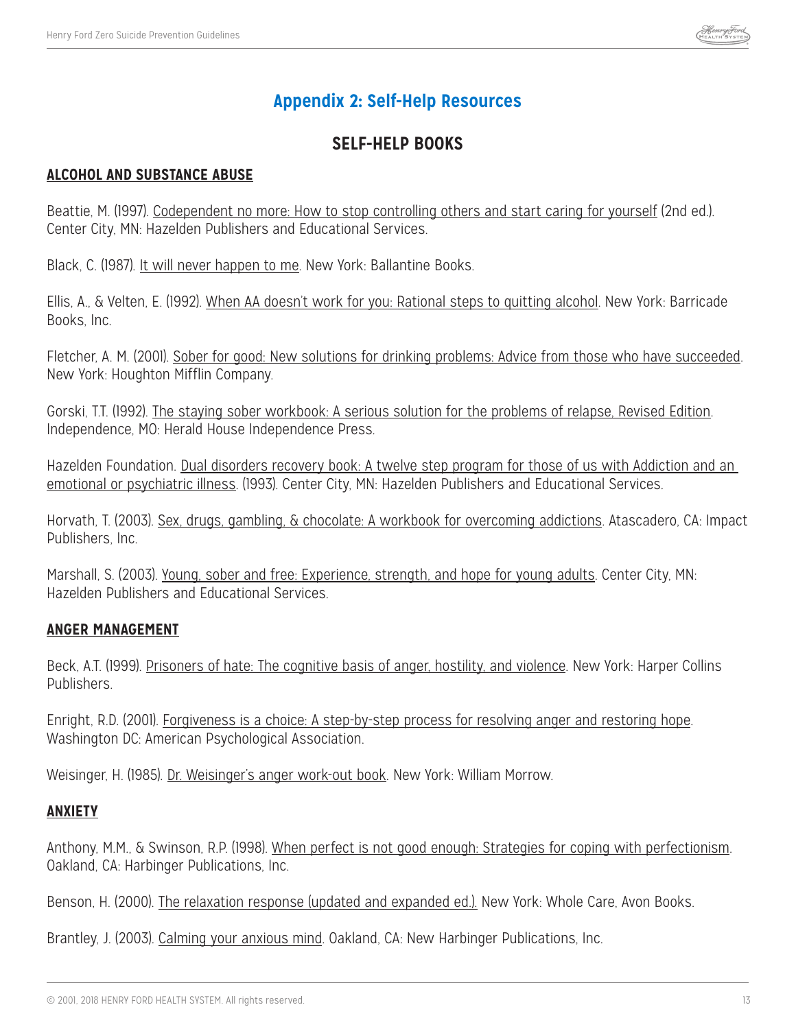# Appendix 2: Self-Help Resources

## SELF-HELP BOOKS

### ALCOHOL AND SUBSTANCE ABUSE

Beattie, M. (1997). Codependent no more: How to stop controlling others and start caring for yourself (2nd ed.). Center City, MN: Hazelden Publishers and Educational Services.

Black, C. (1987). It will never happen to me. New York: Ballantine Books.

Ellis, A., & Velten, E. (1992). When AA doesn't work for you: Rational steps to quitting alcohol. New York: Barricade Books, Inc.

Fletcher, A. M. (2001). Sober for good: New solutions for drinking problems: Advice from those who have succeeded. New York: Houghton Mifflin Company.

Gorski, T.T. (1992). The staying sober workbook: A serious solution for the problems of relapse, Revised Edition. Independence, MO: Herald House Independence Press.

Hazelden Foundation. Dual disorders recovery book: A twelve step program for those of us with Addiction and an emotional or psychiatric illness. (1993). Center City, MN: Hazelden Publishers and Educational Services.

Horvath, T. (2003). Sex, drugs, gambling, & chocolate: A workbook for overcoming addictions. Atascadero, CA: Impact Publishers, Inc.

Marshall, S. (2003). Young, sober and free: Experience, strength, and hope for young adults. Center City, MN: Hazelden Publishers and Educational Services.

### ANGER MANAGEMENT

Beck, A.T. (1999). Prisoners of hate: The cognitive basis of anger, hostility, and violence. New York: Harper Collins Publishers.

Enright, R.D. (2001). Forgiveness is a choice: A step-by-step process for resolving anger and restoring hope. Washington DC: American Psychological Association.

Weisinger, H. (1985). Dr. Weisinger's anger work-out book. New York: William Morrow.

### ANXIETY

Anthony, M.M., & Swinson, R.P. (1998). When perfect is not good enough: Strategies for coping with perfectionism. Oakland, CA: Harbinger Publications, Inc.

Benson, H. (2000). The relaxation response (updated and expanded ed.). New York: Whole Care, Avon Books.

Brantley, J. (2003). Calming your anxious mind. Oakland, CA: New Harbinger Publications, Inc.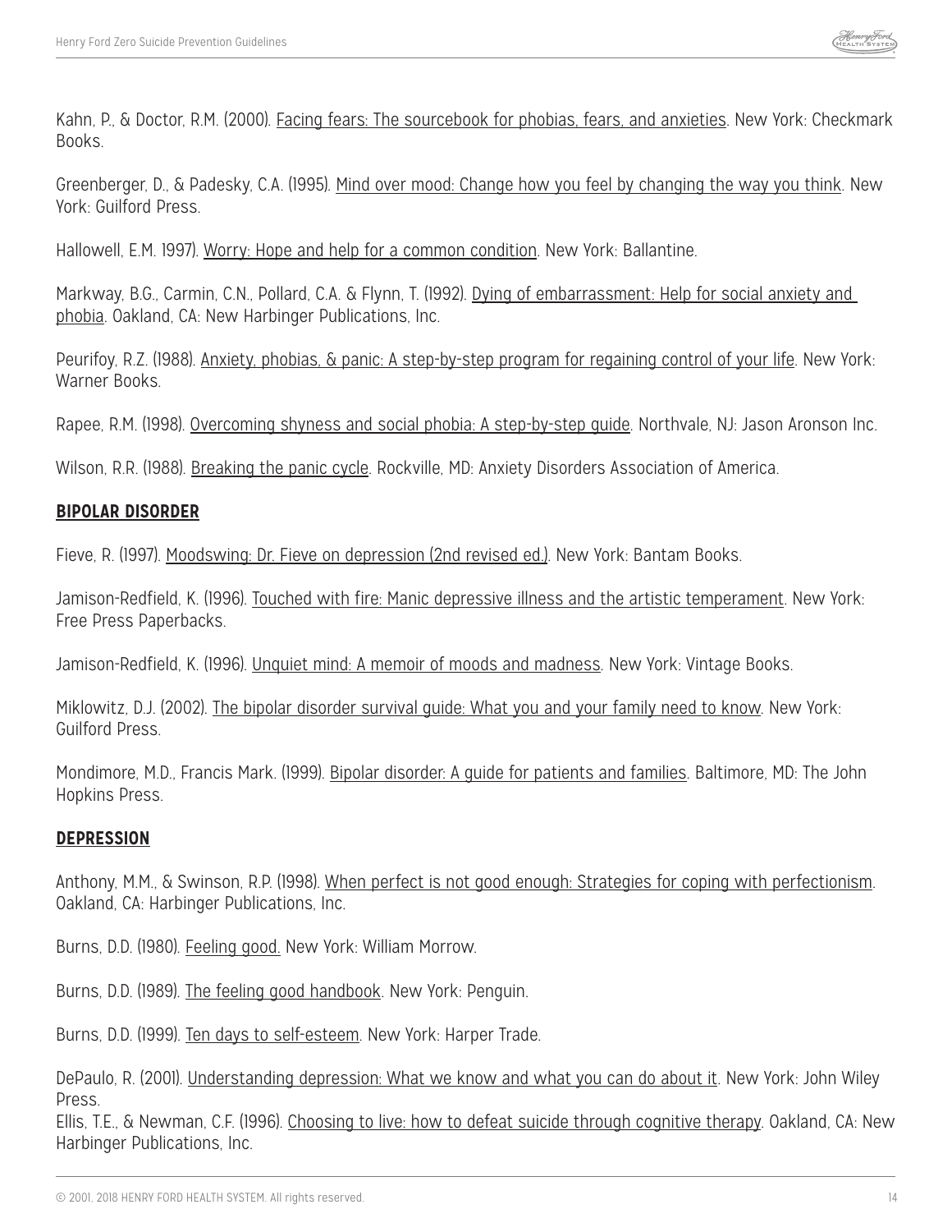Kahn, P., & Doctor, R.M. (2000). Facing fears: The sourcebook for phobias, fears, and anxieties. New York: Checkmark Books.

Greenberger, D., & Padesky, C.A. (1995). Mind over mood: Change how you feel by changing the way you think. New York: Guilford Press.

Hallowell, E.M. 1997). Worry: Hope and help for a common condition. New York: Ballantine.

Markway, B.G., Carmin, C.N., Pollard, C.A. & Flynn, T. (1992). Dying of embarrassment: Help for social anxiety and phobia. Oakland, CA: New Harbinger Publications, Inc.

Peurifoy, R.Z. (1988). Anxiety, phobias, & panic: A step-by-step program for regaining control of your life. New York: Warner Books.

Rapee, R.M. (1998). Overcoming shyness and social phobia: A step-by-step guide. Northvale, NJ: Jason Aronson Inc.

Wilson, R.R. (1988). Breaking the panic cycle. Rockville, MD: Anxiety Disorders Association of America.

**BIPOLAR DISORDER**

Fieve, R. (1997). Moodswing: Dr. Fieve on depression (2nd revised ed.). New York: Bantam Books.

Jamison-Redfield, K. (1996). Touched with fire: Manic depressive illness and the artistic temperament. New York: Free Press Paperbacks.

Jamison-Redfield, K. (1996). Unquiet mind: A memoir of moods and madness. New York: Vintage Books.

Miklowitz, D.J. (2002). The bipolar disorder survival guide: What you and your family need to know. New York: Guilford Press.

Mondimore, M.D., Francis Mark. (1999). Bipolar disorder: A guide for patients and families. Baltimore, MD: The John Hopkins Press.

**DEPRESSION**

Anthony, M.M., & Swinson, R.P. (1998). When perfect is not good enough: Strategies for coping with perfectionism. Oakland, CA: Harbinger Publications, Inc.

Burns, D.D. (1980). Feeling good. New York: William Morrow.

Burns, D.D. (1989). The feeling good handbook. New York: Penguin.

Burns, D.D. (1999). Ten days to self-esteem. New York: Harper Trade.

DePaulo, R. (2001). Understanding depression: What we know and what you can do about it. New York: John Wiley Press.

Ellis, T.E., & Newman, C.F. (1996). Choosing to live: how to defeat suicide through cognitive therapy. Oakland, CA: New Harbinger Publications, Inc.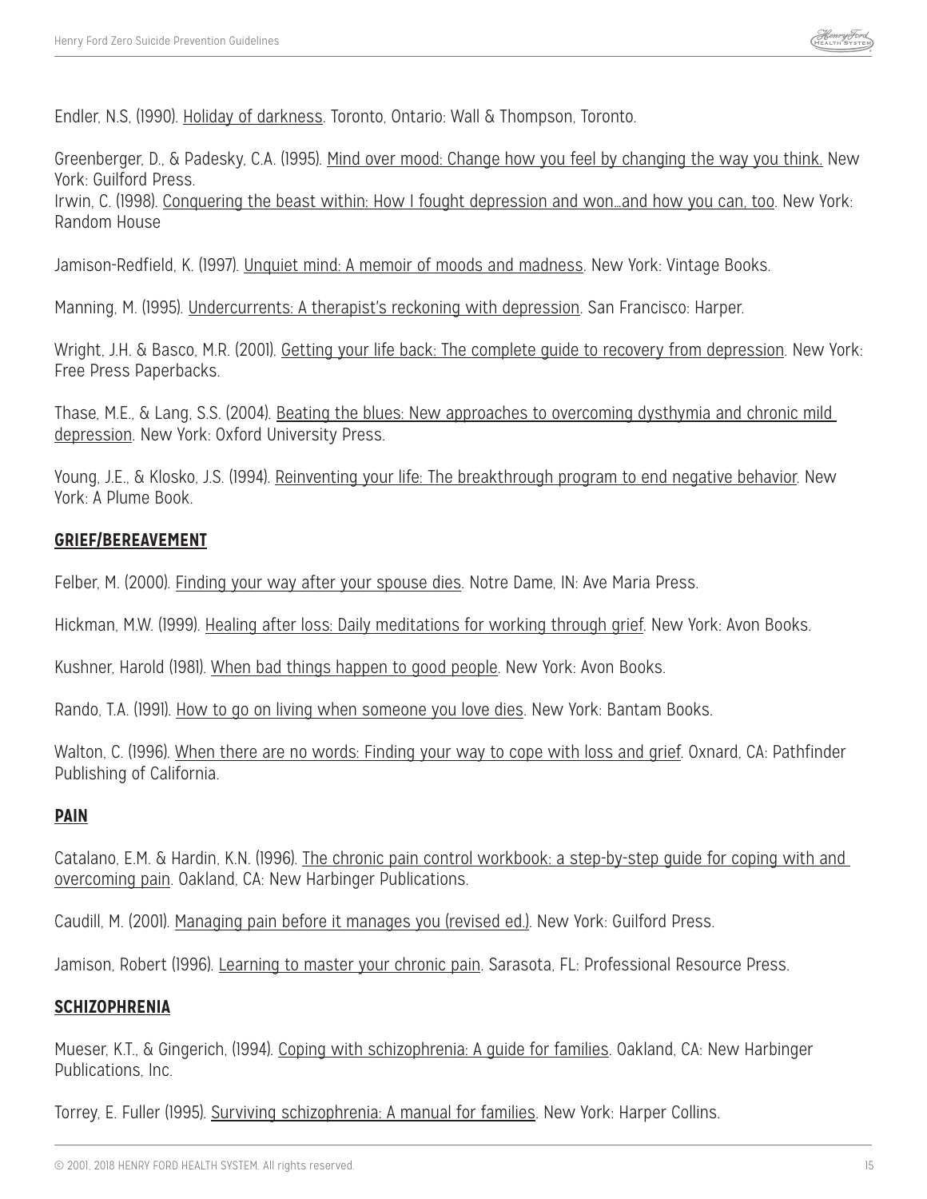Endler, N.S, (1990). Holiday of darkness. Toronto, Ontario: Wall & Thompson, Toronto.

Greenberger, D., & Padesky, C.A. (1995). Mind over mood: Change how you feel by changing the way you think. New York: Guilford Press.
Irwin, C. (1998). Conquering the beast within: How I fought depression and won…and how you can, too. New York: Random House

Jamison-Redfield, K. (1997). Unquiet mind: A memoir of moods and madness. New York: Vintage Books.

Manning, M. (1995). Undercurrents: A therapist's reckoning with depression. San Francisco: Harper.

Wright, J.H. & Basco, M.R. (2001). Getting your life back: The complete guide to recovery from depression. New York: Free Press Paperbacks.

Thase, M.E., & Lang, S.S. (2004). Beating the blues: New approaches to overcoming dysthymia and chronic mild depression. New York: Oxford University Press.

Young, J.E., & Klosko, J.S. (1994). Reinventing your life: The breakthrough program to end negative behavior. New York: A Plume Book.

**GRIEF/BEREAVEMENT**

Felber, M. (2000). Finding your way after your spouse dies. Notre Dame, IN: Ave Maria Press.

Hickman, M.W. (1999). Healing after loss: Daily meditations for working through grief. New York: Avon Books.

Kushner, Harold (1981). When bad things happen to good people. New York: Avon Books.

Rando, T.A. (1991). How to go on living when someone you love dies. New York: Bantam Books.

Walton, C. (1996). When there are no words: Finding your way to cope with loss and grief. Oxnard, CA: Pathfinder Publishing of California.

**PAIN**

Catalano, E.M. & Hardin, K.N. (1996). The chronic pain control workbook: a step-by-step guide for coping with and overcoming pain. Oakland, CA: New Harbinger Publications.

Caudill, M. (2001). Managing pain before it manages you (revised ed.). New York: Guilford Press.

Jamison, Robert (1996). Learning to master your chronic pain. Sarasota, FL: Professional Resource Press.

**SCHIZOPHRENIA**

Mueser, K.T., & Gingerich, (1994). Coping with schizophrenia: A guide for families. Oakland, CA: New Harbinger Publications, Inc.

Torrey, E. Fuller (1995). Surviving schizophrenia: A manual for families. New York: Harper Collins.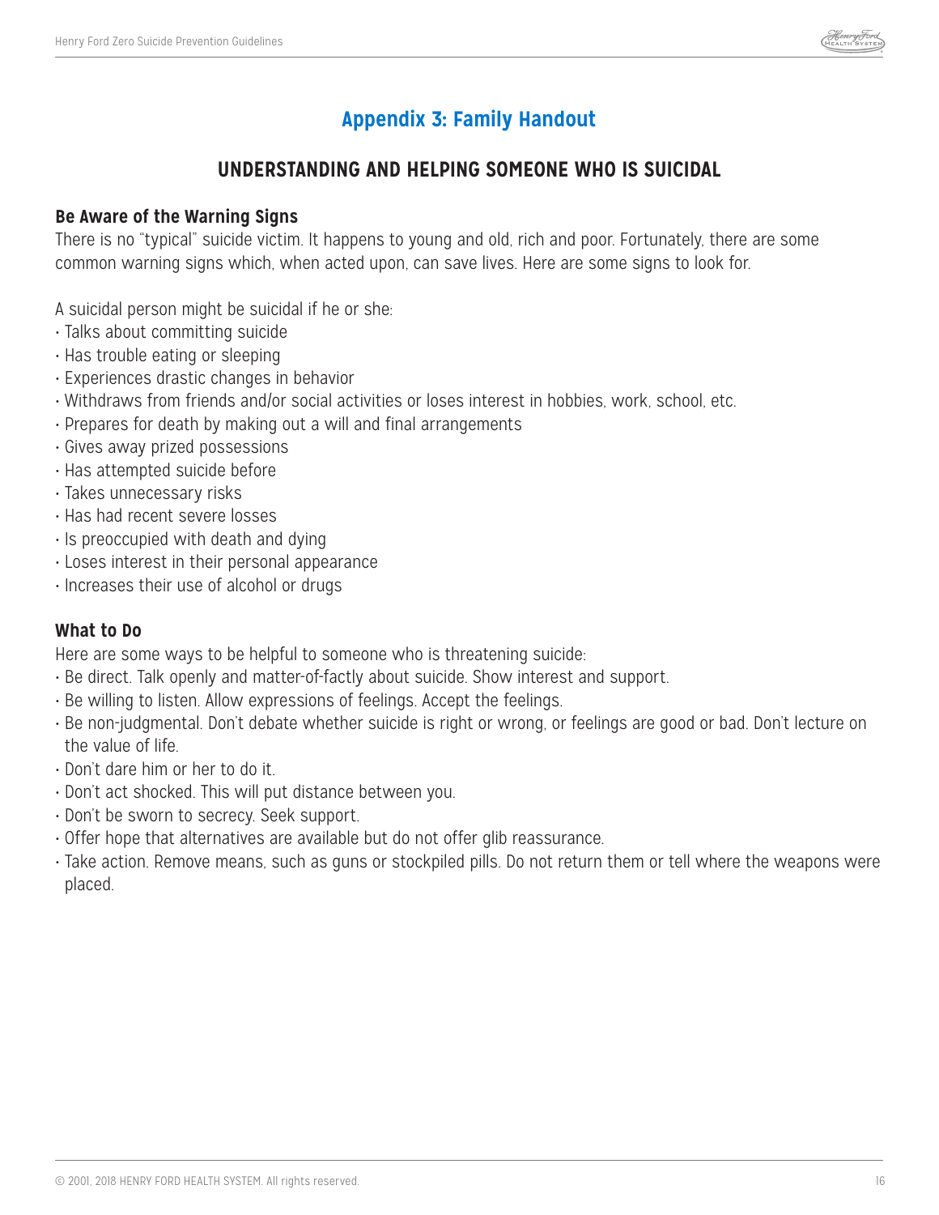## Appendix 3: Family Handout

### UNDERSTANDING AND HELPING SOMEONE WHO IS SUICIDAL

**Be Aware of the Warning Signs**

There is no "typical" suicide victim. It happens to young and old, rich and poor. Fortunately, there are some common warning signs which, when acted upon, can save lives. Here are some signs to look for.

A suicidal person might be suicidal if he or she:

- Talks about committing suicide
- Has trouble eating or sleeping
- Experiences drastic changes in behavior
- Withdraws from friends and/or social activities or loses interest in hobbies, work, school, etc.
- Prepares for death by making out a will and final arrangements
- Gives away prized possessions
- Has attempted suicide before
- Takes unnecessary risks
- Has had recent severe losses
- Is preoccupied with death and dying
- Loses interest in their personal appearance
- Increases their use of alcohol or drugs

**What to Do**

Here are some ways to be helpful to someone who is threatening suicide:

- Be direct. Talk openly and matter-of-factly about suicide. Show interest and support.
- Be willing to listen. Allow expressions of feelings. Accept the feelings.
- Be non-judgmental. Don't debate whether suicide is right or wrong, or feelings are good or bad. Don't lecture on the value of life.
- Don't dare him or her to do it.
- Don't act shocked. This will put distance between you.
- Don't be sworn to secrecy. Seek support.
- Offer hope that alternatives are available but do not offer glib reassurance.
- Take action. Remove means, such as guns or stockpiled pills. Do not return them or tell where the weapons were placed.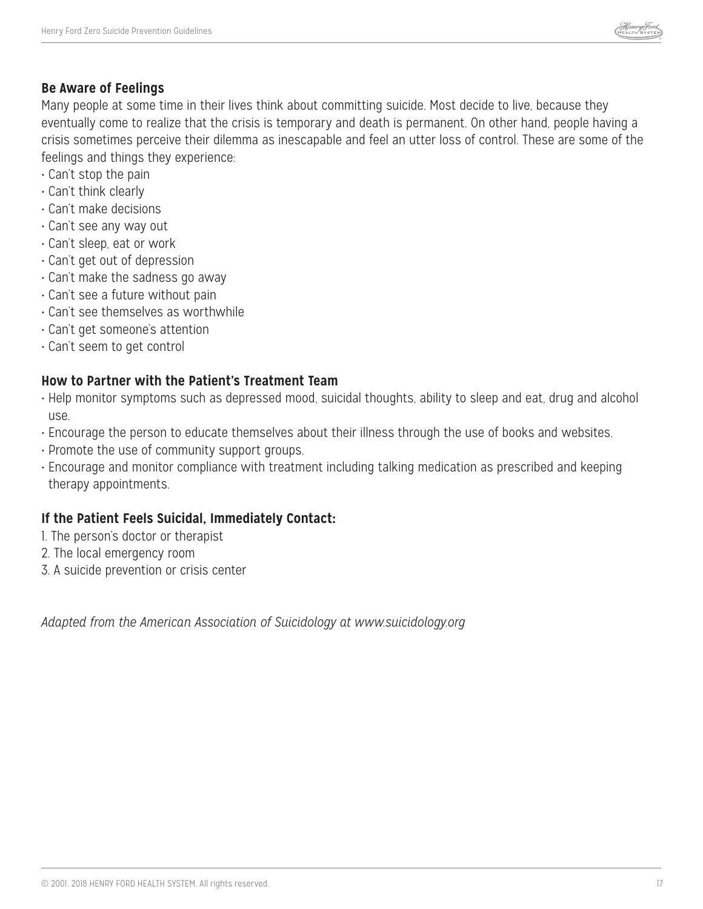### Be Aware of Feelings

Many people at some time in their lives think about committing suicide. Most decide to live, because they eventually come to realize that the crisis is temporary and death is permanent. On other hand, people having a crisis sometimes perceive their dilemma as inescapable and feel an utter loss of control. These are some of the feelings and things they experience:

- Can't stop the pain
- Can't think clearly
- Can't make decisions
- Can't see any way out
- Can't sleep, eat or work
- Can't get out of depression
- Can't make the sadness go away
- Can't see a future without pain
- Can't see themselves as worthwhile
- Can't get someone's attention
- Can't seem to get control

### How to Partner with the Patient's Treatment Team

- Help monitor symptoms such as depressed mood, suicidal thoughts, ability to sleep and eat, drug and alcohol use.
- Encourage the person to educate themselves about their illness through the use of books and websites.
- Promote the use of community support groups.
- Encourage and monitor compliance with treatment including talking medication as prescribed and keeping therapy appointments.

### If the Patient Feels Suicidal, Immediately Contact:

1. The person's doctor or therapist
2. The local emergency room
3. A suicide prevention or crisis center

*Adapted from the American Association of Suicidology at www.suicidology.org*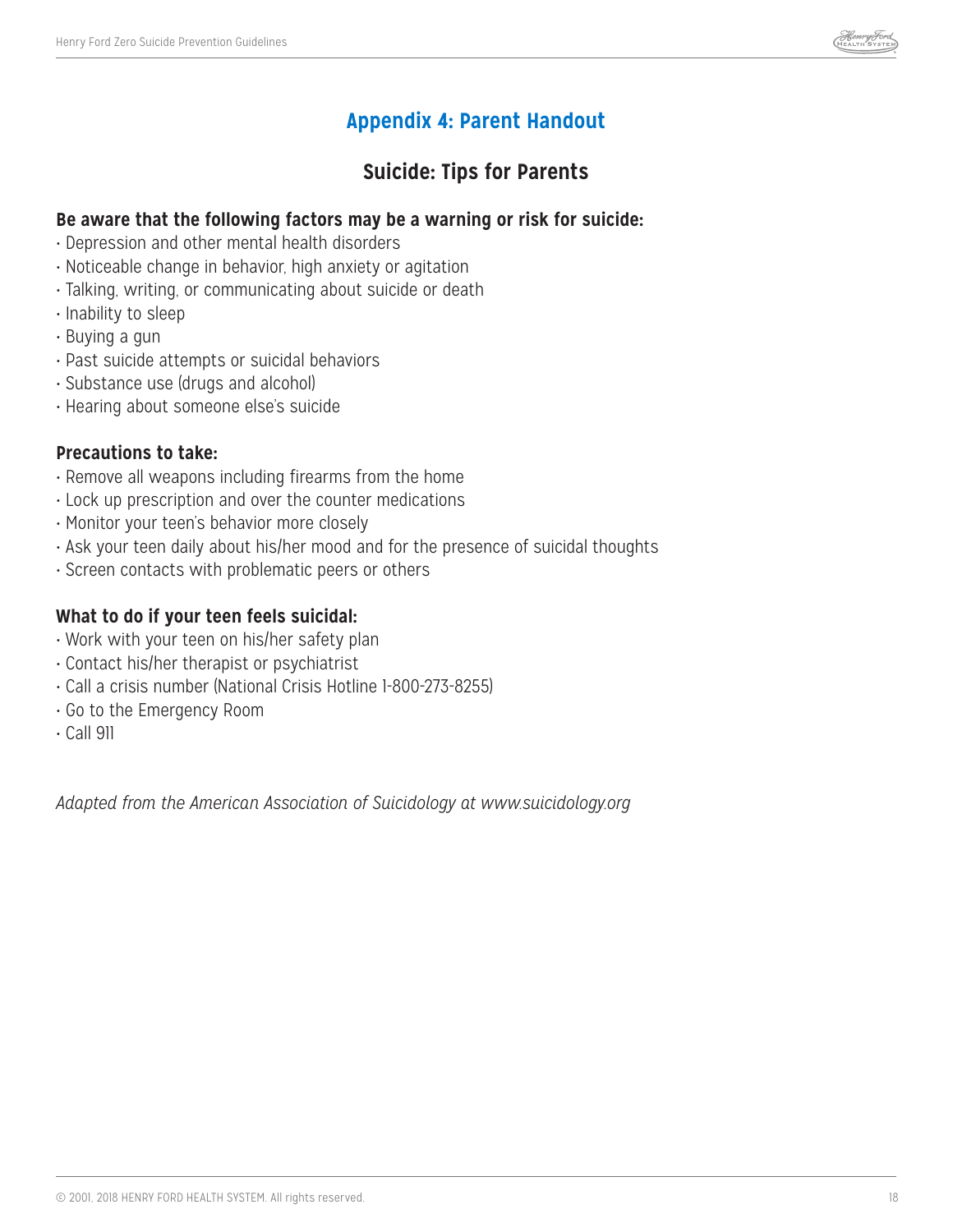# Appendix 4: Parent Handout

## Suicide: Tips for Parents

**Be aware that the following factors may be a warning or risk for suicide:**

- Depression and other mental health disorders
- Noticeable change in behavior, high anxiety or agitation
- Talking, writing, or communicating about suicide or death
- Inability to sleep
- Buying a gun
- Past suicide attempts or suicidal behaviors
- Substance use (drugs and alcohol)
- Hearing about someone else's suicide

**Precautions to take:**

- Remove all weapons including firearms from the home
- Lock up prescription and over the counter medications
- Monitor your teen's behavior more closely
- Ask your teen daily about his/her mood and for the presence of suicidal thoughts
- Screen contacts with problematic peers or others

**What to do if your teen feels suicidal:**

- Work with your teen on his/her safety plan
- Contact his/her therapist or psychiatrist
- Call a crisis number (National Crisis Hotline 1-800-273-8255)
- Go to the Emergency Room
- Call 911

*Adapted from the American Association of Suicidology at www.suicidology.org*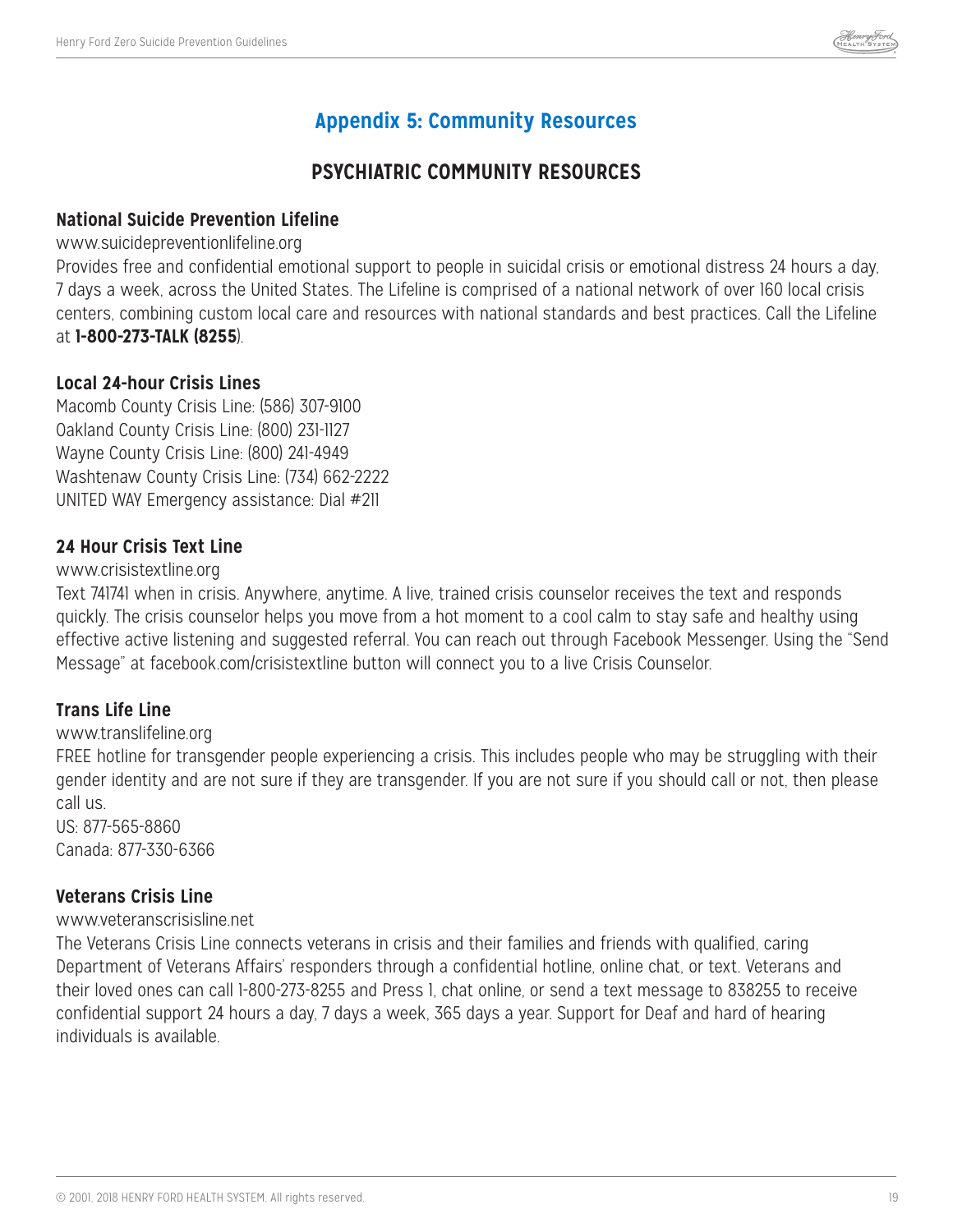# Appendix 5: Community Resources

## PSYCHIATRIC COMMUNITY RESOURCES

### National Suicide Prevention Lifeline

www.suicidepreventionlifeline.org

Provides free and confidential emotional support to people in suicidal crisis or emotional distress 24 hours a day, 7 days a week, across the United States. The Lifeline is comprised of a national network of over 160 local crisis centers, combining custom local care and resources with national standards and best practices. Call the Lifeline at **1-800-273-TALK (8255**).

### Local 24-hour Crisis Lines

Macomb County Crisis Line: (586) 307-9100
Oakland County Crisis Line: (800) 231-1127
Wayne County Crisis Line: (800) 241-4949
Washtenaw County Crisis Line: (734) 662-2222
UNITED WAY Emergency assistance: Dial #211

### 24 Hour Crisis Text Line

www.crisistextline.org

Text 741741 when in crisis. Anywhere, anytime. A live, trained crisis counselor receives the text and responds quickly. The crisis counselor helps you move from a hot moment to a cool calm to stay safe and healthy using effective active listening and suggested referral. You can reach out through Facebook Messenger. Using the "Send Message" at facebook.com/crisistextline button will connect you to a live Crisis Counselor.

### Trans Life Line

www.translifeline.org

FREE hotline for transgender people experiencing a crisis. This includes people who may be struggling with their gender identity and are not sure if they are transgender. If you are not sure if you should call or not, then please call us.

US: 877-565-8860
Canada: 877-330-6366

### Veterans Crisis Line

www.veteranscrisisline.net

The Veterans Crisis Line connects veterans in crisis and their families and friends with qualified, caring Department of Veterans Affairs' responders through a confidential hotline, online chat, or text. Veterans and their loved ones can call 1-800-273-8255 and Press 1, chat online, or send a text message to 838255 to receive confidential support 24 hours a day, 7 days a week, 365 days a year. Support for Deaf and hard of hearing individuals is available.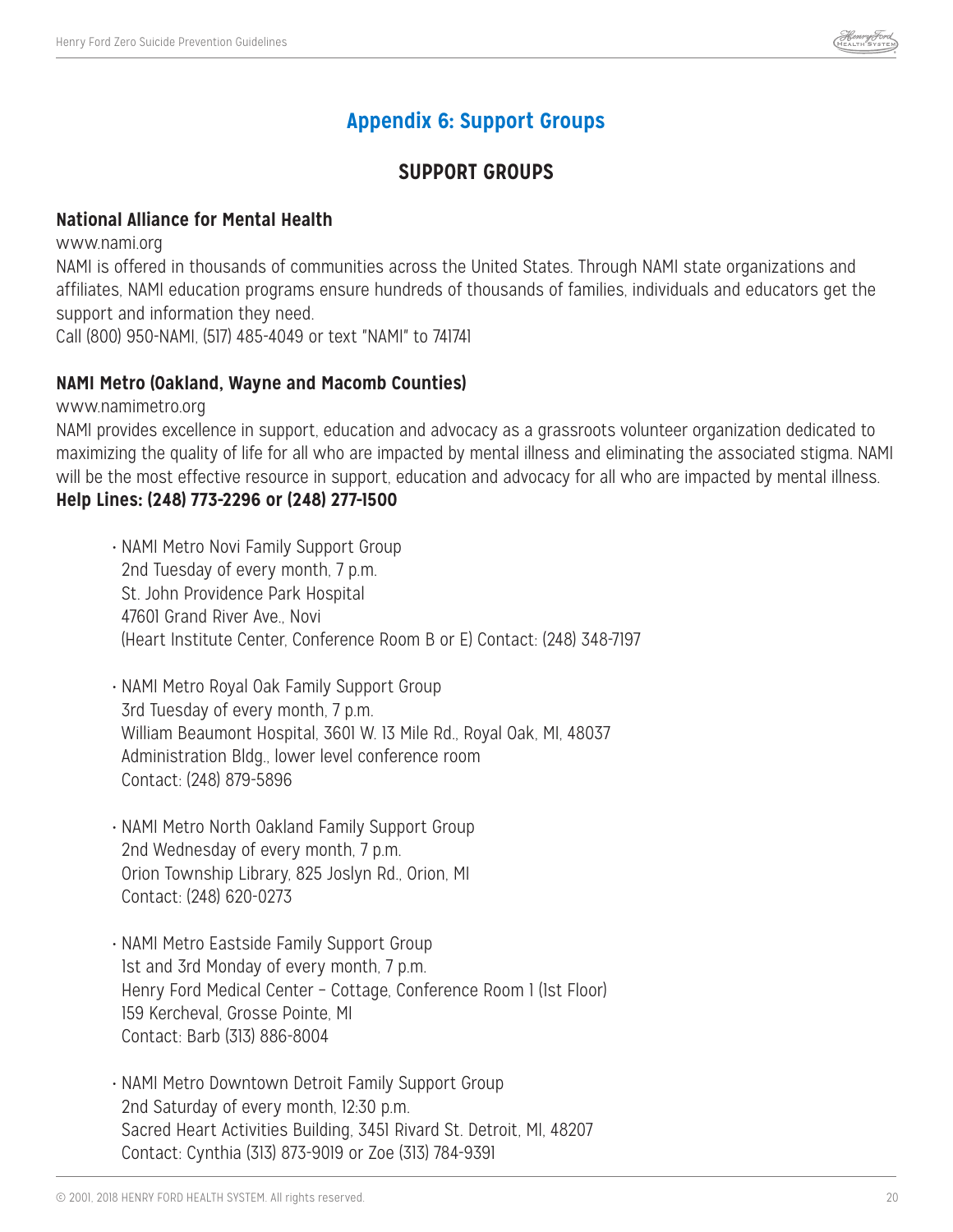# Appendix 6: Support Groups

## SUPPORT GROUPS

### National Alliance for Mental Health

www.nami.org

NAMI is offered in thousands of communities across the United States. Through NAMI state organizations and affiliates, NAMI education programs ensure hundreds of thousands of families, individuals and educators get the support and information they need.

Call (800) 950-NAMI, (517) 485-4049 or text "NAMI" to 741741

### NAMI Metro (Oakland, Wayne and Macomb Counties)

www.namimetro.org

NAMI provides excellence in support, education and advocacy as a grassroots volunteer organization dedicated to maximizing the quality of life for all who are impacted by mental illness and eliminating the associated stigma. NAMI will be the most effective resource in support, education and advocacy for all who are impacted by mental illness.

**Help Lines: (248) 773-2296 or (248) 277-1500**

- NAMI Metro Novi Family Support Group
  2nd Tuesday of every month, 7 p.m.
  St. John Providence Park Hospital
  47601 Grand River Ave., Novi
  (Heart Institute Center, Conference Room B or E) Contact: (248) 348-7197

- NAMI Metro Royal Oak Family Support Group
  3rd Tuesday of every month, 7 p.m.
  William Beaumont Hospital, 3601 W. 13 Mile Rd., Royal Oak, MI, 48037
  Administration Bldg., lower level conference room
  Contact: (248) 879-5896

- NAMI Metro North Oakland Family Support Group
  2nd Wednesday of every month, 7 p.m.
  Orion Township Library, 825 Joslyn Rd., Orion, MI
  Contact: (248) 620-0273

- NAMI Metro Eastside Family Support Group
  1st and 3rd Monday of every month, 7 p.m.
  Henry Ford Medical Center – Cottage, Conference Room 1 (1st Floor)
  159 Kercheval, Grosse Pointe, MI
  Contact: Barb (313) 886-8004

- NAMI Metro Downtown Detroit Family Support Group
  2nd Saturday of every month, 12:30 p.m.
  Sacred Heart Activities Building, 3451 Rivard St. Detroit, MI, 48207
  Contact: Cynthia (313) 873-9019 or Zoe (313) 784-9391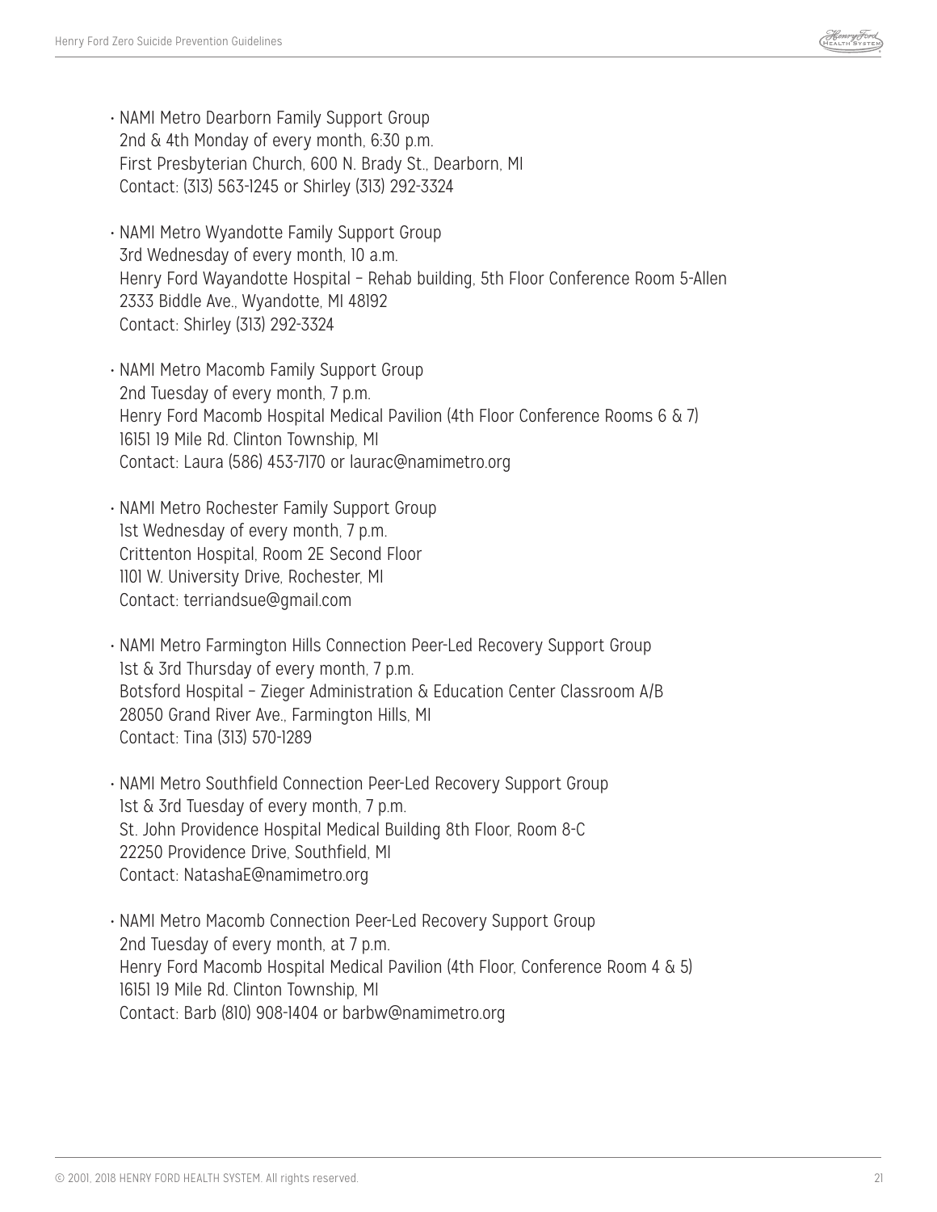- NAMI Metro Dearborn Family Support Group
  2nd & 4th Monday of every month, 6:30 p.m.
  First Presbyterian Church, 600 N. Brady St., Dearborn, MI
  Contact: (313) 563-1245 or Shirley (313) 292-3324

- NAMI Metro Wyandotte Family Support Group
  3rd Wednesday of every month, 10 a.m.
  Henry Ford Wayandotte Hospital – Rehab building, 5th Floor Conference Room 5-Allen
  2333 Biddle Ave., Wyandotte, MI 48192
  Contact: Shirley (313) 292-3324

- NAMI Metro Macomb Family Support Group
  2nd Tuesday of every month, 7 p.m.
  Henry Ford Macomb Hospital Medical Pavilion (4th Floor Conference Rooms 6 & 7)
  16151 19 Mile Rd. Clinton Township, MI
  Contact: Laura (586) 453-7170 or laurac@namimetro.org

- NAMI Metro Rochester Family Support Group
  1st Wednesday of every month, 7 p.m.
  Crittenton Hospital, Room 2E Second Floor
  1101 W. University Drive, Rochester, MI
  Contact: terriandsue@gmail.com

- NAMI Metro Farmington Hills Connection Peer-Led Recovery Support Group
  1st & 3rd Thursday of every month, 7 p.m.
  Botsford Hospital – Zieger Administration & Education Center Classroom A/B
  28050 Grand River Ave., Farmington Hills, MI
  Contact: Tina (313) 570-1289

- NAMI Metro Southfield Connection Peer-Led Recovery Support Group
  1st & 3rd Tuesday of every month, 7 p.m.
  St. John Providence Hospital Medical Building 8th Floor, Room 8-C
  22250 Providence Drive, Southfield, MI
  Contact: NatashaE@namimetro.org

- NAMI Metro Macomb Connection Peer-Led Recovery Support Group
  2nd Tuesday of every month, at 7 p.m.
  Henry Ford Macomb Hospital Medical Pavilion (4th Floor, Conference Room 4 & 5)
  16151 19 Mile Rd. Clinton Township, MI
  Contact: Barb (810) 908-1404 or barbw@namimetro.org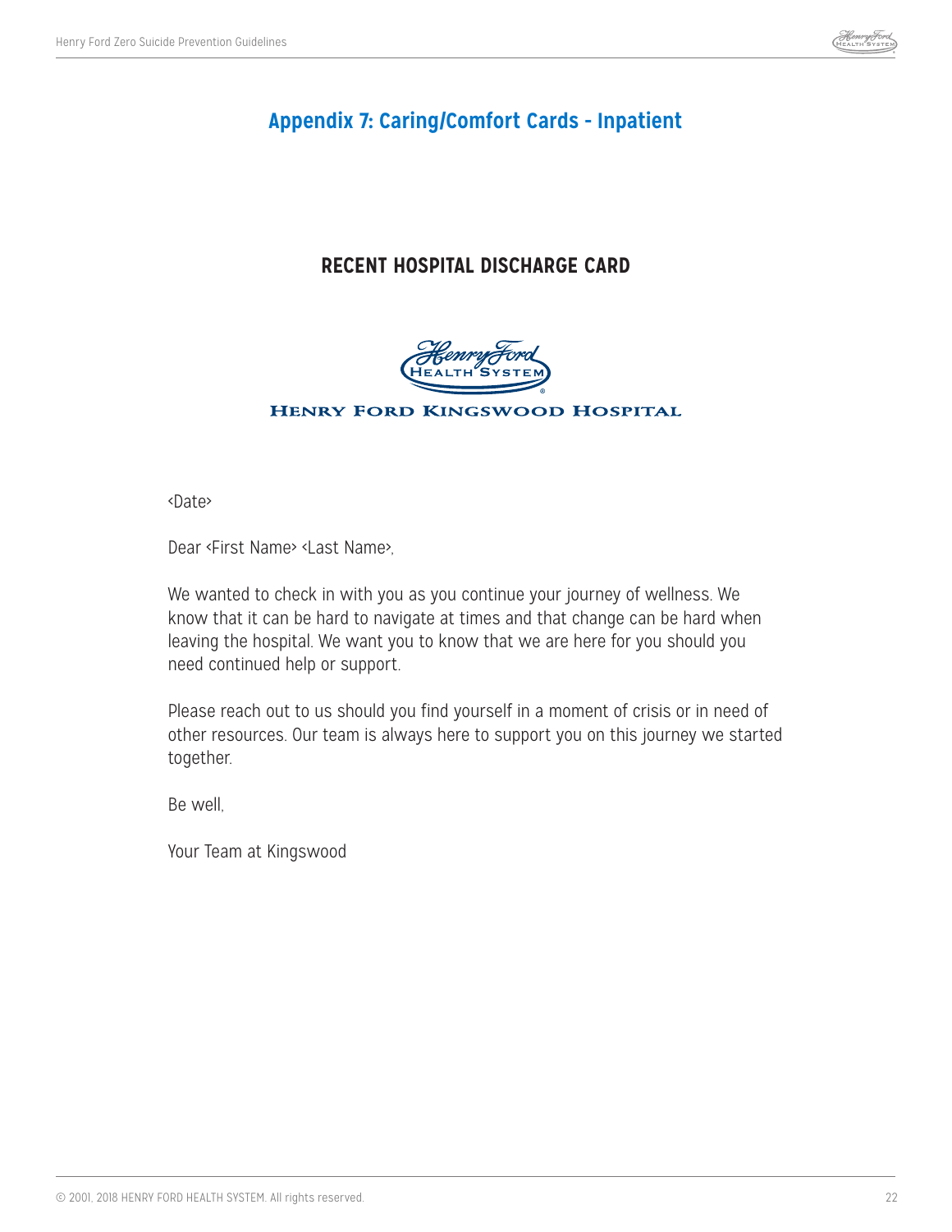## Appendix 7: Caring/Comfort Cards - Inpatient

### RECENT HOSPITAL DISCHARGE CARD

Henry Ford Health System

HENRY FORD KINGSWOOD HOSPITAL

<Date>

Dear <First Name> <Last Name>,

We wanted to check in with you as you continue your journey of wellness. We know that it can be hard to navigate at times and that change can be hard when leaving the hospital. We want you to know that we are here for you should you need continued help or support.

Please reach out to us should you find yourself in a moment of crisis or in need of other resources. Our team is always here to support you on this journey we started together.

Be well,

Your Team at Kingswood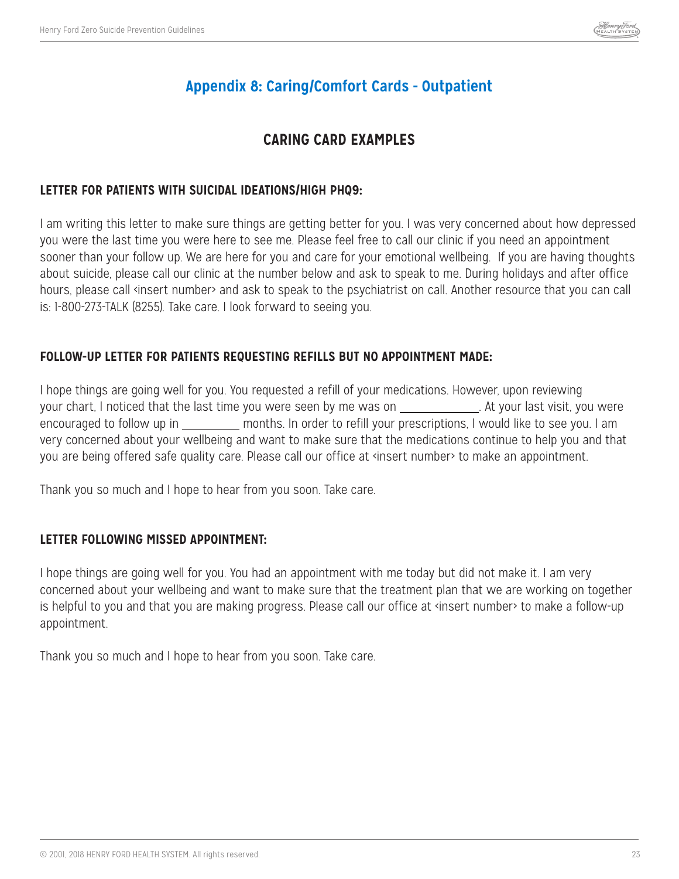## Appendix 8: Caring/Comfort Cards - Outpatient

### CARING CARD EXAMPLES

**LETTER FOR PATIENTS WITH SUICIDAL IDEATIONS/HIGH PHQ9:**

I am writing this letter to make sure things are getting better for you. I was very concerned about how depressed you were the last time you were here to see me. Please feel free to call our clinic if you need an appointment sooner than your follow up. We are here for you and care for your emotional wellbeing. If you are having thoughts about suicide, please call our clinic at the number below and ask to speak to me. During holidays and after office hours, please call <insert number> and ask to speak to the psychiatrist on call. Another resource that you can call is: 1-800-273-TALK (8255). Take care. I look forward to seeing you.

**FOLLOW-UP LETTER FOR PATIENTS REQUESTING REFILLS BUT NO APPOINTMENT MADE:**

I hope things are going well for you. You requested a refill of your medications. However, upon reviewing your chart, I noticed that the last time you were seen by me was on ____________. At your last visit, you were encouraged to follow up in _________ months. In order to refill your prescriptions, I would like to see you. I am very concerned about your wellbeing and want to make sure that the medications continue to help you and that you are being offered safe quality care. Please call our office at <insert number> to make an appointment.

Thank you so much and I hope to hear from you soon. Take care.

**LETTER FOLLOWING MISSED APPOINTMENT:**

I hope things are going well for you. You had an appointment with me today but did not make it. I am very concerned about your wellbeing and want to make sure that the treatment plan that we are working on together is helpful to you and that you are making progress. Please call our office at <insert number> to make a follow-up appointment.

Thank you so much and I hope to hear from you soon. Take care.